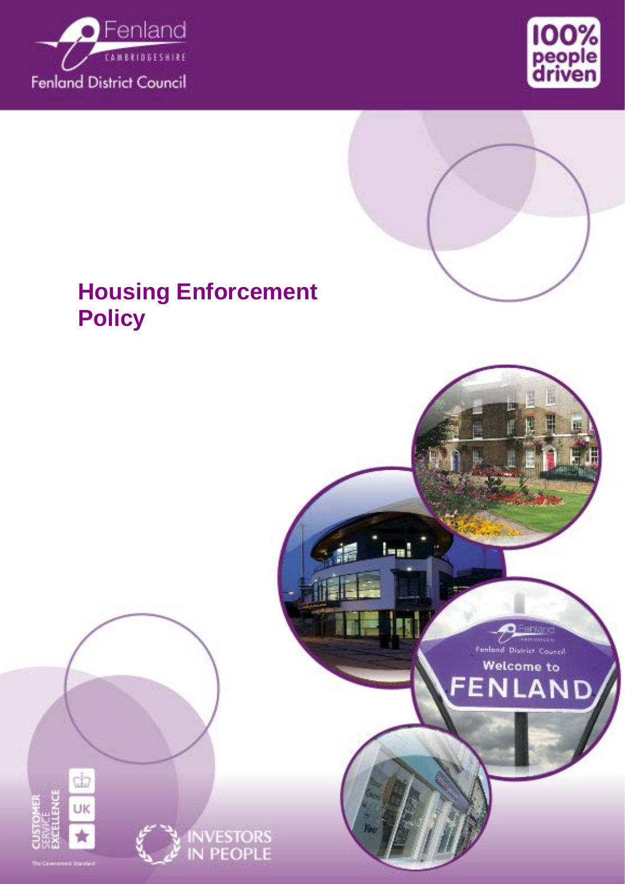Fenland District Council

100% people driven

# Housing Enforcement Policy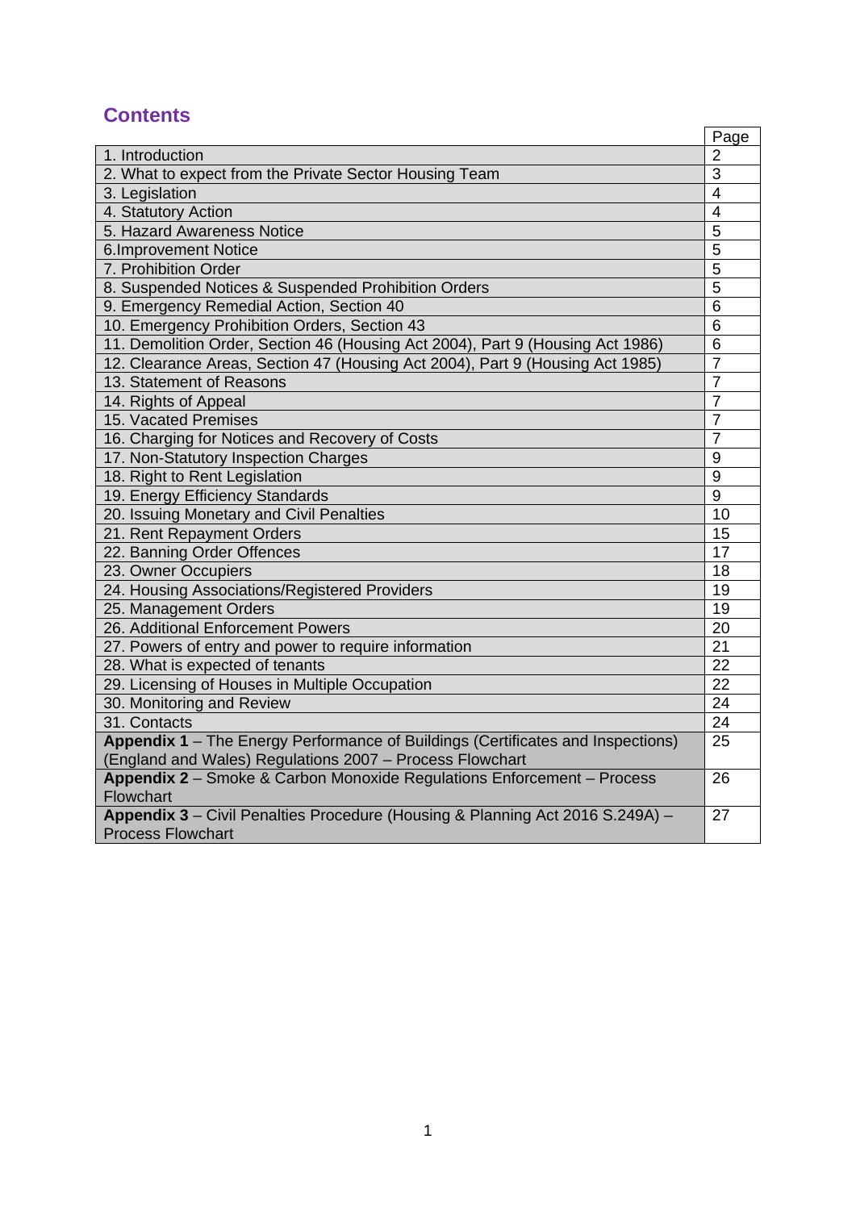## Contents

| | Page |
|---|---|
| 1. Introduction | 2 |
| 2. What to expect from the Private Sector Housing Team | 3 |
| 3. Legislation | 4 |
| 4. Statutory Action | 4 |
| 5. Hazard Awareness Notice | 5 |
| 6.Improvement Notice | 5 |
| 7. Prohibition Order | 5 |
| 8. Suspended Notices & Suspended Prohibition Orders | 5 |
| 9. Emergency Remedial Action, Section 40 | 6 |
| 10. Emergency Prohibition Orders, Section 43 | 6 |
| 11. Demolition Order, Section 46 (Housing Act 2004), Part 9 (Housing Act 1986) | 6 |
| 12. Clearance Areas, Section 47 (Housing Act 2004), Part 9 (Housing Act 1985) | 7 |
| 13. Statement of Reasons | 7 |
| 14. Rights of Appeal | 7 |
| 15. Vacated Premises | 7 |
| 16. Charging for Notices and Recovery of Costs | 7 |
| 17. Non-Statutory Inspection Charges | 9 |
| 18. Right to Rent Legislation | 9 |
| 19. Energy Efficiency Standards | 9 |
| 20. Issuing Monetary and Civil Penalties | 10 |
| 21. Rent Repayment Orders | 15 |
| 22. Banning Order Offences | 17 |
| 23. Owner Occupiers | 18 |
| 24. Housing Associations/Registered Providers | 19 |
| 25. Management Orders | 19 |
| 26. Additional Enforcement Powers | 20 |
| 27. Powers of entry and power to require information | 21 |
| 28. What is expected of tenants | 22 |
| 29. Licensing of Houses in Multiple Occupation | 22 |
| 30. Monitoring and Review | 24 |
| 31. Contacts | 24 |
| **Appendix 1** – The Energy Performance of Buildings (Certificates and Inspections) (England and Wales) Regulations 2007 – Process Flowchart | 25 |
| **Appendix 2** – Smoke & Carbon Monoxide Regulations Enforcement – Process Flowchart | 26 |
| **Appendix 3** – Civil Penalties Procedure (Housing & Planning Act 2016 S.249A) – Process Flowchart | 27 |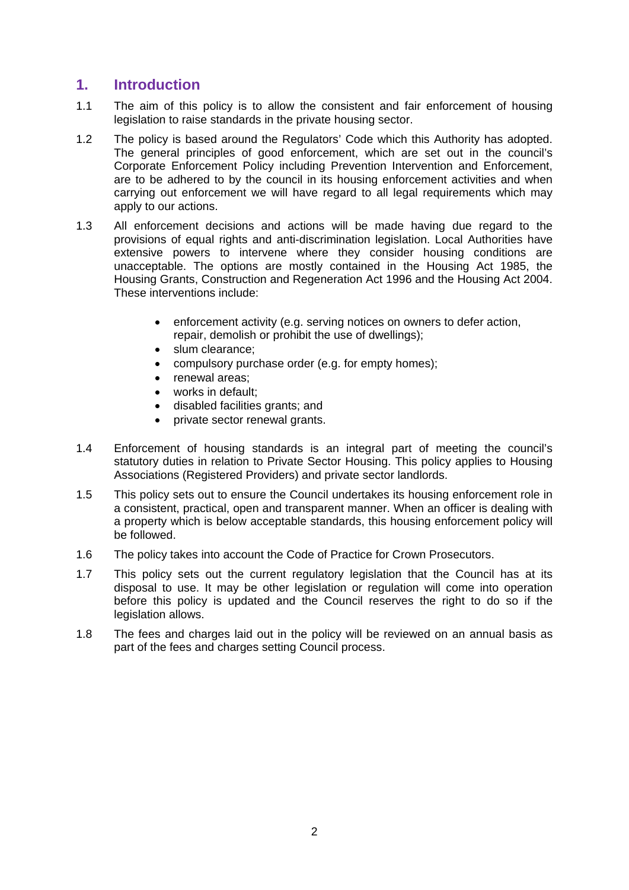## 1. Introduction

1.1 The aim of this policy is to allow the consistent and fair enforcement of housing legislation to raise standards in the private housing sector.

1.2 The policy is based around the Regulators' Code which this Authority has adopted. The general principles of good enforcement, which are set out in the council's Corporate Enforcement Policy including Prevention Intervention and Enforcement, are to be adhered to by the council in its housing enforcement activities and when carrying out enforcement we will have regard to all legal requirements which may apply to our actions.

1.3 All enforcement decisions and actions will be made having due regard to the provisions of equal rights and anti-discrimination legislation. Local Authorities have extensive powers to intervene where they consider housing conditions are unacceptable. The options are mostly contained in the Housing Act 1985, the Housing Grants, Construction and Regeneration Act 1996 and the Housing Act 2004. These interventions include:

- enforcement activity (e.g. serving notices on owners to defer action, repair, demolish or prohibit the use of dwellings);
- slum clearance;
- compulsory purchase order (e.g. for empty homes);
- renewal areas;
- works in default;
- disabled facilities grants; and
- private sector renewal grants.

1.4 Enforcement of housing standards is an integral part of meeting the council's statutory duties in relation to Private Sector Housing. This policy applies to Housing Associations (Registered Providers) and private sector landlords.

1.5 This policy sets out to ensure the Council undertakes its housing enforcement role in a consistent, practical, open and transparent manner. When an officer is dealing with a property which is below acceptable standards, this housing enforcement policy will be followed.

1.6 The policy takes into account the Code of Practice for Crown Prosecutors.

1.7 This policy sets out the current regulatory legislation that the Council has at its disposal to use. It may be other legislation or regulation will come into operation before this policy is updated and the Council reserves the right to do so if the legislation allows.

1.8 The fees and charges laid out in the policy will be reviewed on an annual basis as part of the fees and charges setting Council process.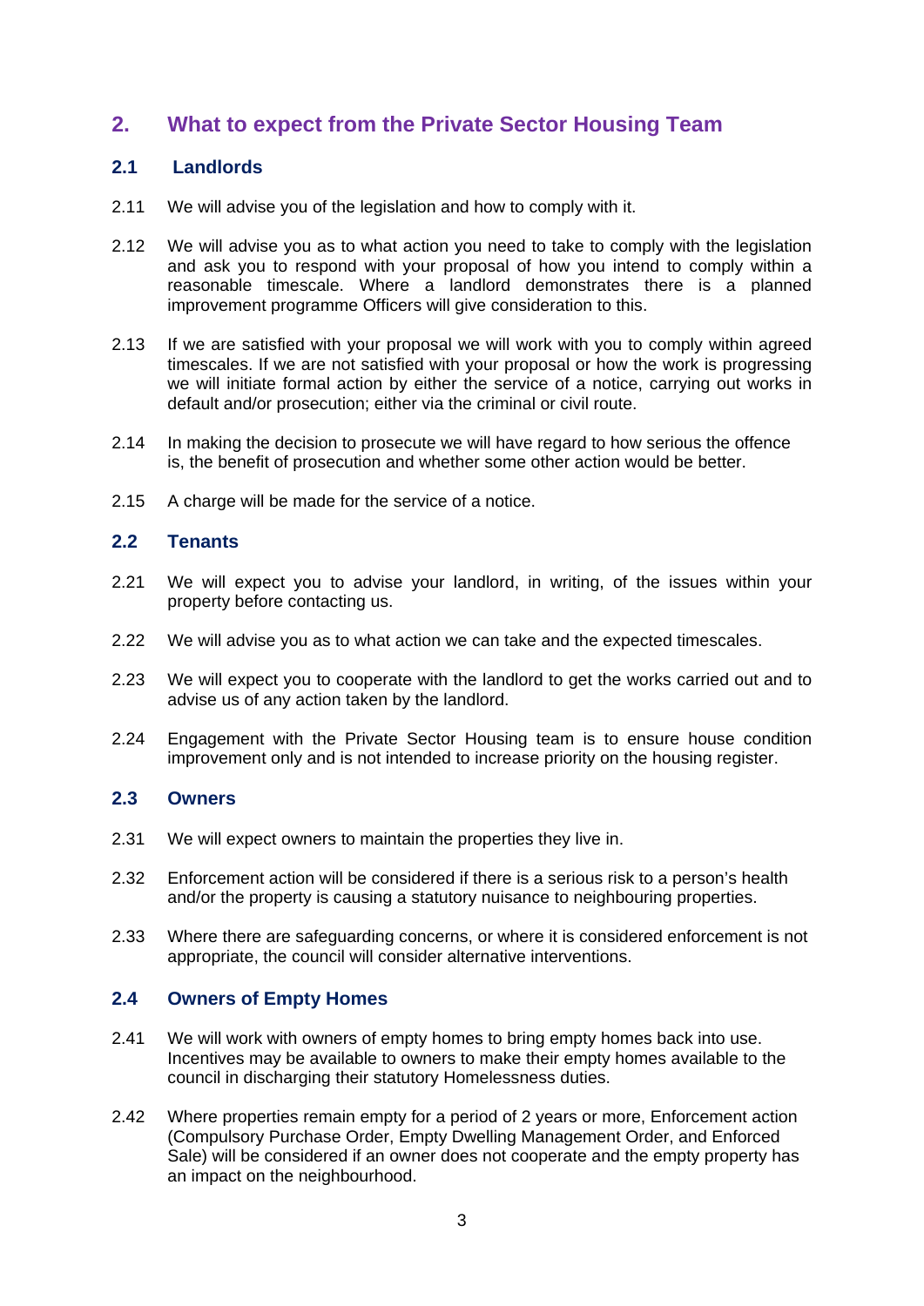## 2. What to expect from the Private Sector Housing Team

### 2.1 Landlords

2.11 We will advise you of the legislation and how to comply with it.

2.12 We will advise you as to what action you need to take to comply with the legislation and ask you to respond with your proposal of how you intend to comply within a reasonable timescale. Where a landlord demonstrates there is a planned improvement programme Officers will give consideration to this.

2.13 If we are satisfied with your proposal we will work with you to comply within agreed timescales. If we are not satisfied with your proposal or how the work is progressing we will initiate formal action by either the service of a notice, carrying out works in default and/or prosecution; either via the criminal or civil route.

2.14 In making the decision to prosecute we will have regard to how serious the offence is, the benefit of prosecution and whether some other action would be better.

2.15 A charge will be made for the service of a notice.

### 2.2 Tenants

2.21 We will expect you to advise your landlord, in writing, of the issues within your property before contacting us.

2.22 We will advise you as to what action we can take and the expected timescales.

2.23 We will expect you to cooperate with the landlord to get the works carried out and to advise us of any action taken by the landlord.

2.24 Engagement with the Private Sector Housing team is to ensure house condition improvement only and is not intended to increase priority on the housing register.

### 2.3 Owners

2.31 We will expect owners to maintain the properties they live in.

2.32 Enforcement action will be considered if there is a serious risk to a person's health and/or the property is causing a statutory nuisance to neighbouring properties.

2.33 Where there are safeguarding concerns, or where it is considered enforcement is not appropriate, the council will consider alternative interventions.

### 2.4 Owners of Empty Homes

2.41 We will work with owners of empty homes to bring empty homes back into use. Incentives may be available to owners to make their empty homes available to the council in discharging their statutory Homelessness duties.

2.42 Where properties remain empty for a period of 2 years or more, Enforcement action (Compulsory Purchase Order, Empty Dwelling Management Order, and Enforced Sale) will be considered if an owner does not cooperate and the empty property has an impact on the neighbourhood.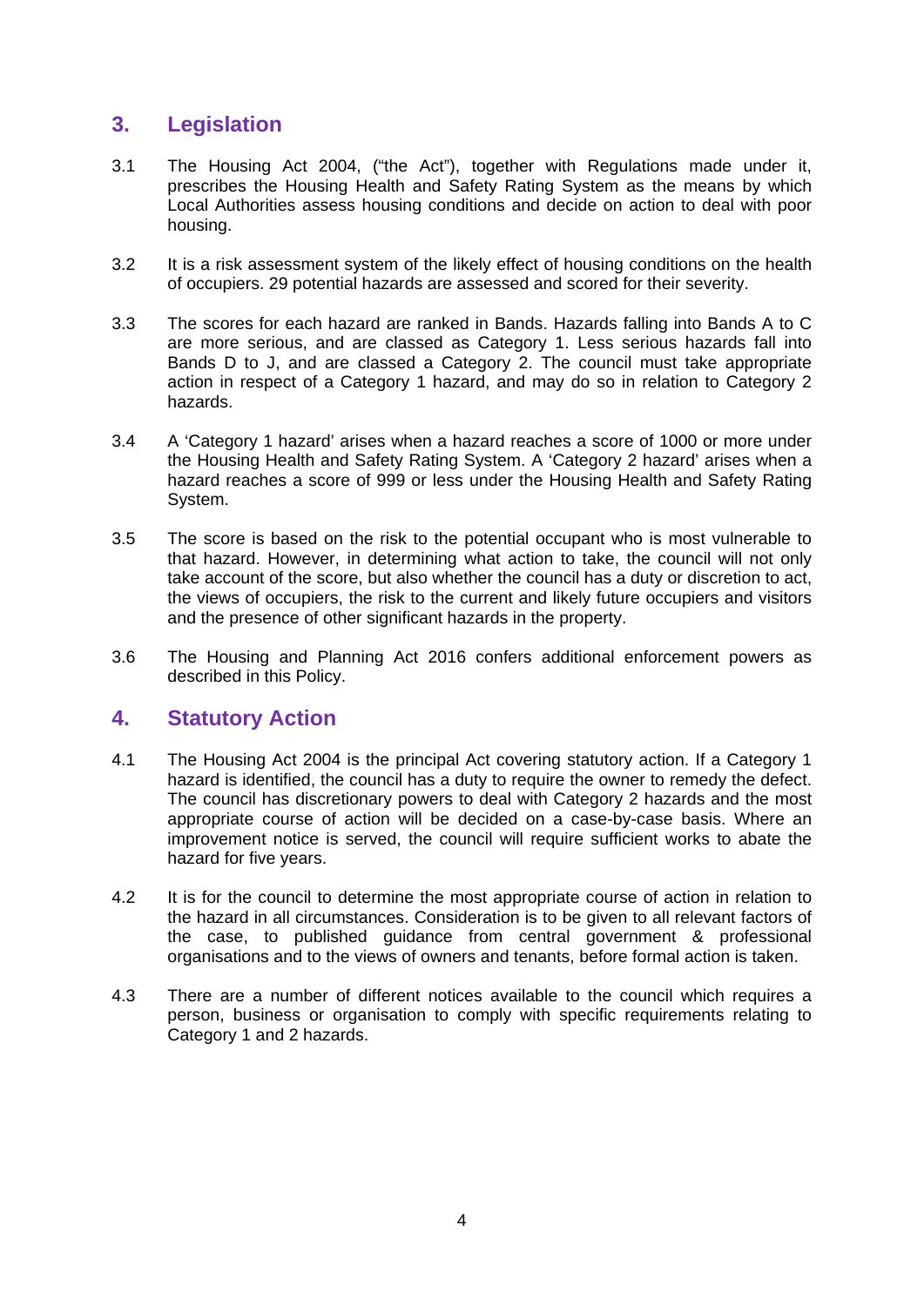## 3. Legislation

3.1 The Housing Act 2004, ("the Act"), together with Regulations made under it, prescribes the Housing Health and Safety Rating System as the means by which Local Authorities assess housing conditions and decide on action to deal with poor housing.

3.2 It is a risk assessment system of the likely effect of housing conditions on the health of occupiers. 29 potential hazards are assessed and scored for their severity.

3.3 The scores for each hazard are ranked in Bands. Hazards falling into Bands A to C are more serious, and are classed as Category 1. Less serious hazards fall into Bands D to J, and are classed a Category 2. The council must take appropriate action in respect of a Category 1 hazard, and may do so in relation to Category 2 hazards.

3.4 A 'Category 1 hazard' arises when a hazard reaches a score of 1000 or more under the Housing Health and Safety Rating System. A 'Category 2 hazard' arises when a hazard reaches a score of 999 or less under the Housing Health and Safety Rating System.

3.5 The score is based on the risk to the potential occupant who is most vulnerable to that hazard. However, in determining what action to take, the council will not only take account of the score, but also whether the council has a duty or discretion to act, the views of occupiers, the risk to the current and likely future occupiers and visitors and the presence of other significant hazards in the property.

3.6 The Housing and Planning Act 2016 confers additional enforcement powers as described in this Policy.

## 4. Statutory Action

4.1 The Housing Act 2004 is the principal Act covering statutory action. If a Category 1 hazard is identified, the council has a duty to require the owner to remedy the defect. The council has discretionary powers to deal with Category 2 hazards and the most appropriate course of action will be decided on a case-by-case basis. Where an improvement notice is served, the council will require sufficient works to abate the hazard for five years.

4.2 It is for the council to determine the most appropriate course of action in relation to the hazard in all circumstances. Consideration is to be given to all relevant factors of the case, to published guidance from central government & professional organisations and to the views of owners and tenants, before formal action is taken.

4.3 There are a number of different notices available to the council which requires a person, business or organisation to comply with specific requirements relating to Category 1 and 2 hazards.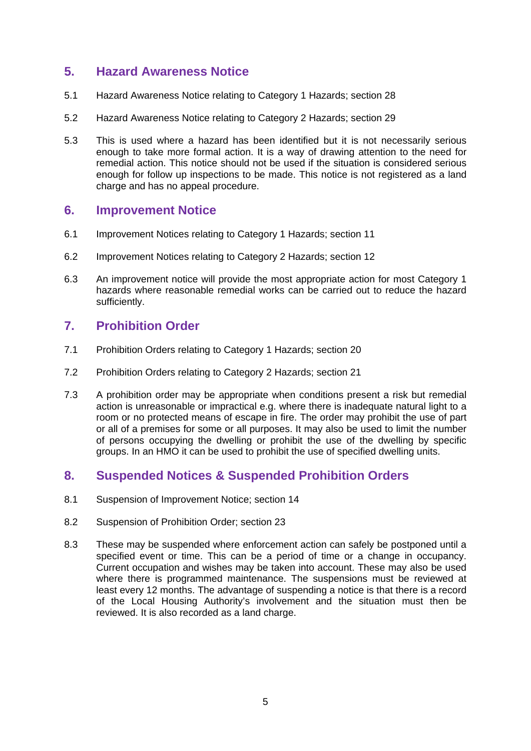## 5. Hazard Awareness Notice

5.1 Hazard Awareness Notice relating to Category 1 Hazards; section 28

5.2 Hazard Awareness Notice relating to Category 2 Hazards; section 29

5.3 This is used where a hazard has been identified but it is not necessarily serious enough to take more formal action. It is a way of drawing attention to the need for remedial action. This notice should not be used if the situation is considered serious enough for follow up inspections to be made. This notice is not registered as a land charge and has no appeal procedure.

## 6. Improvement Notice

6.1 Improvement Notices relating to Category 1 Hazards; section 11

6.2 Improvement Notices relating to Category 2 Hazards; section 12

6.3 An improvement notice will provide the most appropriate action for most Category 1 hazards where reasonable remedial works can be carried out to reduce the hazard sufficiently.

## 7. Prohibition Order

7.1 Prohibition Orders relating to Category 1 Hazards; section 20

7.2 Prohibition Orders relating to Category 2 Hazards; section 21

7.3 A prohibition order may be appropriate when conditions present a risk but remedial action is unreasonable or impractical e.g. where there is inadequate natural light to a room or no protected means of escape in fire. The order may prohibit the use of part or all of a premises for some or all purposes. It may also be used to limit the number of persons occupying the dwelling or prohibit the use of the dwelling by specific groups. In an HMO it can be used to prohibit the use of specified dwelling units.

## 8. Suspended Notices & Suspended Prohibition Orders

8.1 Suspension of Improvement Notice; section 14

8.2 Suspension of Prohibition Order; section 23

8.3 These may be suspended where enforcement action can safely be postponed until a specified event or time. This can be a period of time or a change in occupancy. Current occupation and wishes may be taken into account. These may also be used where there is programmed maintenance. The suspensions must be reviewed at least every 12 months. The advantage of suspending a notice is that there is a record of the Local Housing Authority's involvement and the situation must then be reviewed. It is also recorded as a land charge.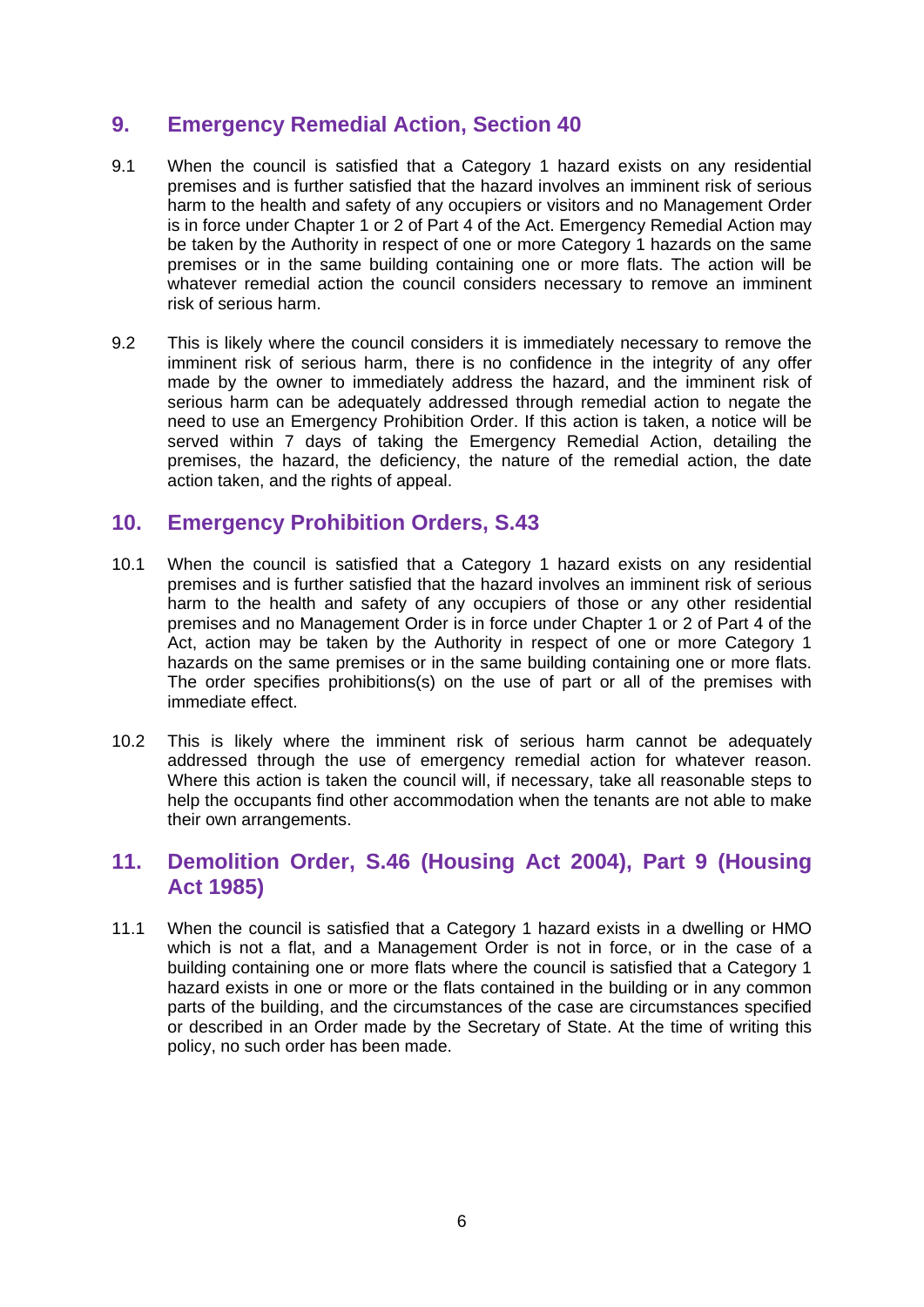## 9. Emergency Remedial Action, Section 40

9.1 When the council is satisfied that a Category 1 hazard exists on any residential premises and is further satisfied that the hazard involves an imminent risk of serious harm to the health and safety of any occupiers or visitors and no Management Order is in force under Chapter 1 or 2 of Part 4 of the Act. Emergency Remedial Action may be taken by the Authority in respect of one or more Category 1 hazards on the same premises or in the same building containing one or more flats. The action will be whatever remedial action the council considers necessary to remove an imminent risk of serious harm.

9.2 This is likely where the council considers it is immediately necessary to remove the imminent risk of serious harm, there is no confidence in the integrity of any offer made by the owner to immediately address the hazard, and the imminent risk of serious harm can be adequately addressed through remedial action to negate the need to use an Emergency Prohibition Order. If this action is taken, a notice will be served within 7 days of taking the Emergency Remedial Action, detailing the premises, the hazard, the deficiency, the nature of the remedial action, the date action taken, and the rights of appeal.

## 10. Emergency Prohibition Orders, S.43

10.1 When the council is satisfied that a Category 1 hazard exists on any residential premises and is further satisfied that the hazard involves an imminent risk of serious harm to the health and safety of any occupiers of those or any other residential premises and no Management Order is in force under Chapter 1 or 2 of Part 4 of the Act, action may be taken by the Authority in respect of one or more Category 1 hazards on the same premises or in the same building containing one or more flats. The order specifies prohibitions(s) on the use of part or all of the premises with immediate effect.

10.2 This is likely where the imminent risk of serious harm cannot be adequately addressed through the use of emergency remedial action for whatever reason. Where this action is taken the council will, if necessary, take all reasonable steps to help the occupants find other accommodation when the tenants are not able to make their own arrangements.

## 11. Demolition Order, S.46 (Housing Act 2004), Part 9 (Housing Act 1985)

11.1 When the council is satisfied that a Category 1 hazard exists in a dwelling or HMO which is not a flat, and a Management Order is not in force, or in the case of a building containing one or more flats where the council is satisfied that a Category 1 hazard exists in one or more or the flats contained in the building or in any common parts of the building, and the circumstances of the case are circumstances specified or described in an Order made by the Secretary of State. At the time of writing this policy, no such order has been made.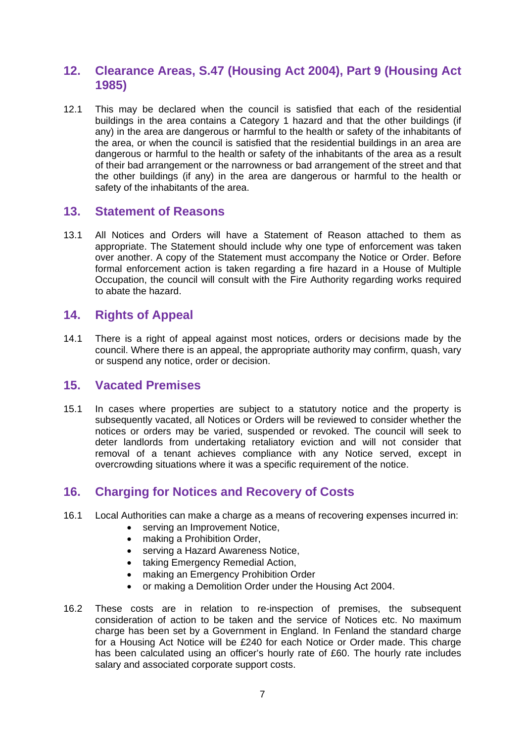## 12. Clearance Areas, S.47 (Housing Act 2004), Part 9 (Housing Act 1985)

12.1 This may be declared when the council is satisfied that each of the residential buildings in the area contains a Category 1 hazard and that the other buildings (if any) in the area are dangerous or harmful to the health or safety of the inhabitants of the area, or when the council is satisfied that the residential buildings in an area are dangerous or harmful to the health or safety of the inhabitants of the area as a result of their bad arrangement or the narrowness or bad arrangement of the street and that the other buildings (if any) in the area are dangerous or harmful to the health or safety of the inhabitants of the area.

## 13. Statement of Reasons

13.1 All Notices and Orders will have a Statement of Reason attached to them as appropriate. The Statement should include why one type of enforcement was taken over another. A copy of the Statement must accompany the Notice or Order. Before formal enforcement action is taken regarding a fire hazard in a House of Multiple Occupation, the council will consult with the Fire Authority regarding works required to abate the hazard.

## 14. Rights of Appeal

14.1 There is a right of appeal against most notices, orders or decisions made by the council. Where there is an appeal, the appropriate authority may confirm, quash, vary or suspend any notice, order or decision.

## 15. Vacated Premises

15.1 In cases where properties are subject to a statutory notice and the property is subsequently vacated, all Notices or Orders will be reviewed to consider whether the notices or orders may be varied, suspended or revoked. The council will seek to deter landlords from undertaking retaliatory eviction and will not consider that removal of a tenant achieves compliance with any Notice served, except in overcrowding situations where it was a specific requirement of the notice.

## 16. Charging for Notices and Recovery of Costs

16.1 Local Authorities can make a charge as a means of recovering expenses incurred in:

- serving an Improvement Notice,
- making a Prohibition Order,
- serving a Hazard Awareness Notice,
- taking Emergency Remedial Action,
- making an Emergency Prohibition Order
- or making a Demolition Order under the Housing Act 2004.

16.2 These costs are in relation to re-inspection of premises, the subsequent consideration of action to be taken and the service of Notices etc. No maximum charge has been set by a Government in England. In Fenland the standard charge for a Housing Act Notice will be £240 for each Notice or Order made. This charge has been calculated using an officer's hourly rate of £60. The hourly rate includes salary and associated corporate support costs.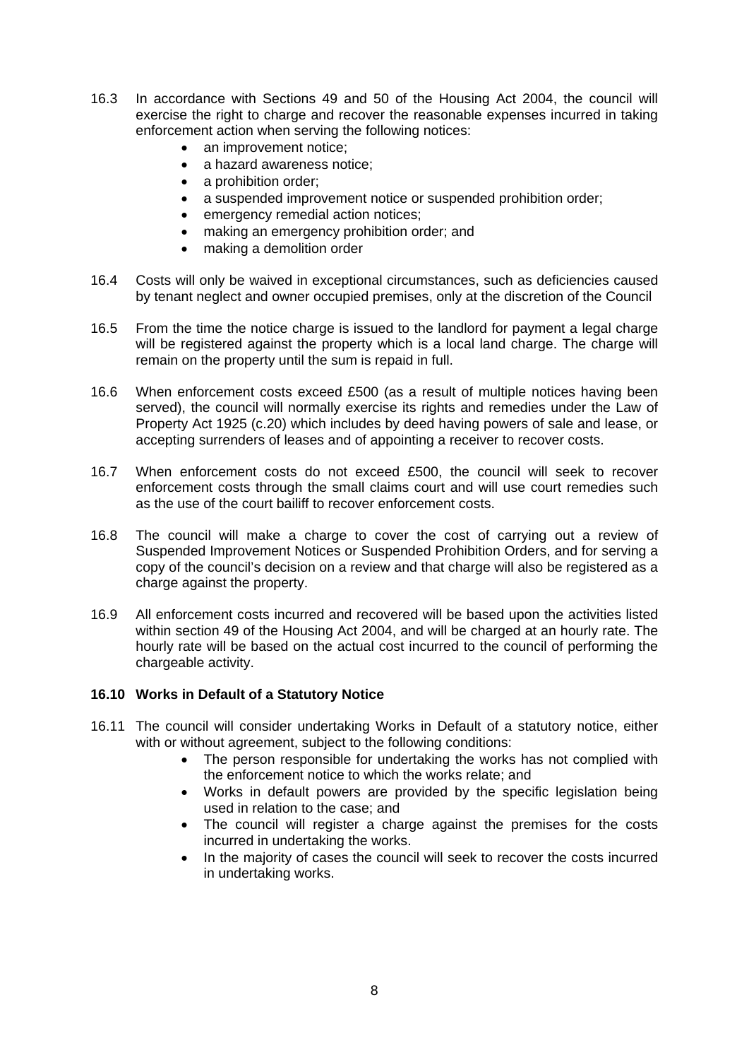16.3 In accordance with Sections 49 and 50 of the Housing Act 2004, the council will exercise the right to charge and recover the reasonable expenses incurred in taking enforcement action when serving the following notices:

- an improvement notice;
- a hazard awareness notice;
- a prohibition order;
- a suspended improvement notice or suspended prohibition order;
- emergency remedial action notices;
- making an emergency prohibition order; and
- making a demolition order

16.4 Costs will only be waived in exceptional circumstances, such as deficiencies caused by tenant neglect and owner occupied premises, only at the discretion of the Council

16.5 From the time the notice charge is issued to the landlord for payment a legal charge will be registered against the property which is a local land charge. The charge will remain on the property until the sum is repaid in full.

16.6 When enforcement costs exceed £500 (as a result of multiple notices having been served), the council will normally exercise its rights and remedies under the Law of Property Act 1925 (c.20) which includes by deed having powers of sale and lease, or accepting surrenders of leases and of appointing a receiver to recover costs.

16.7 When enforcement costs do not exceed £500, the council will seek to recover enforcement costs through the small claims court and will use court remedies such as the use of the court bailiff to recover enforcement costs.

16.8 The council will make a charge to cover the cost of carrying out a review of Suspended Improvement Notices or Suspended Prohibition Orders, and for serving a copy of the council's decision on a review and that charge will also be registered as a charge against the property.

16.9 All enforcement costs incurred and recovered will be based upon the activities listed within section 49 of the Housing Act 2004, and will be charged at an hourly rate. The hourly rate will be based on the actual cost incurred to the council of performing the chargeable activity.

**16.10 Works in Default of a Statutory Notice**

16.11 The council will consider undertaking Works in Default of a statutory notice, either with or without agreement, subject to the following conditions:

- The person responsible for undertaking the works has not complied with the enforcement notice to which the works relate; and
- Works in default powers are provided by the specific legislation being used in relation to the case; and
- The council will register a charge against the premises for the costs incurred in undertaking the works.
- In the majority of cases the council will seek to recover the costs incurred in undertaking works.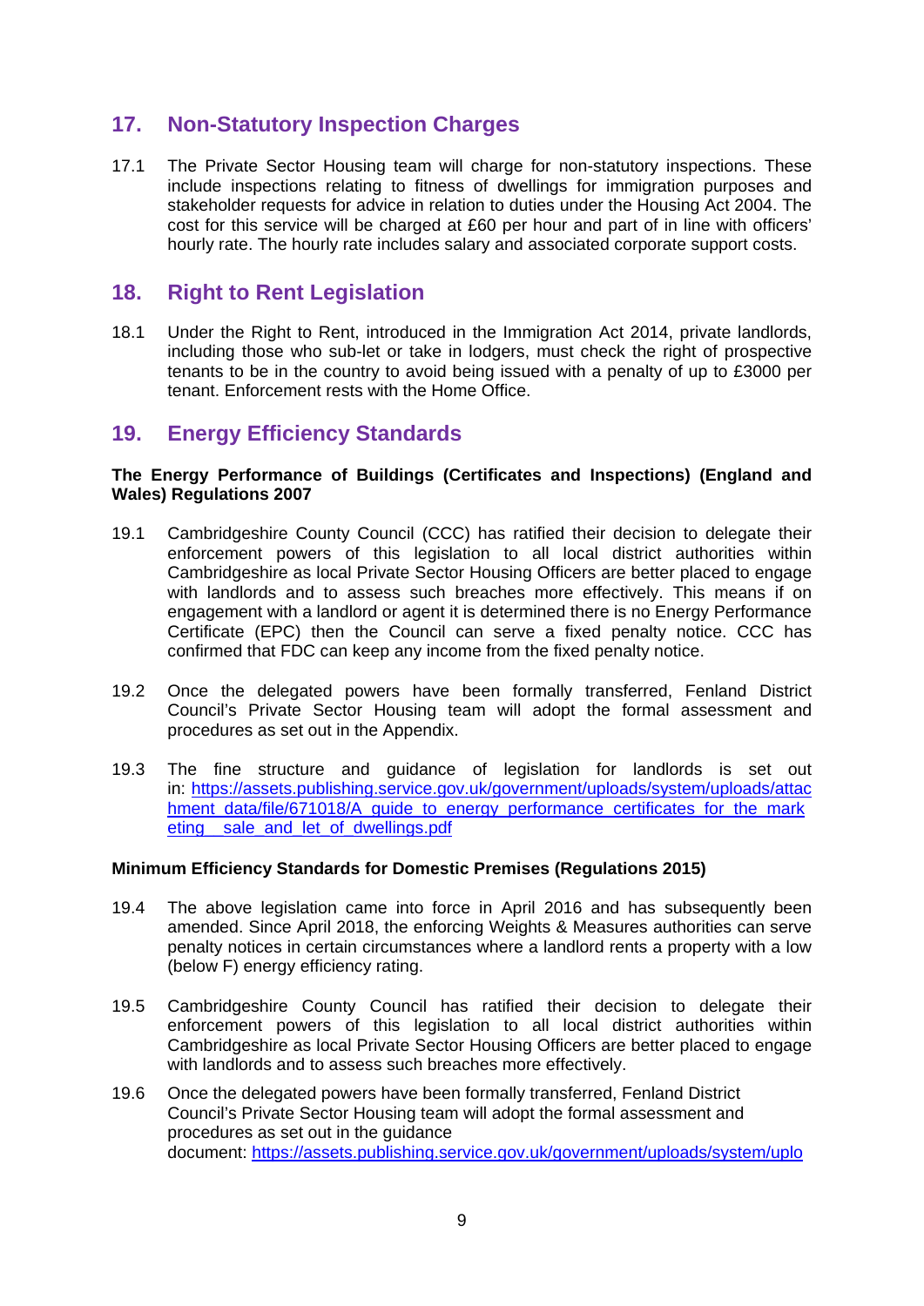## 17. Non-Statutory Inspection Charges

17.1 The Private Sector Housing team will charge for non-statutory inspections. These include inspections relating to fitness of dwellings for immigration purposes and stakeholder requests for advice in relation to duties under the Housing Act 2004. The cost for this service will be charged at £60 per hour and part of in line with officers' hourly rate. The hourly rate includes salary and associated corporate support costs.

## 18. Right to Rent Legislation

18.1 Under the Right to Rent, introduced in the Immigration Act 2014, private landlords, including those who sub-let or take in lodgers, must check the right of prospective tenants to be in the country to avoid being issued with a penalty of up to £3000 per tenant. Enforcement rests with the Home Office.

## 19. Energy Efficiency Standards

**The Energy Performance of Buildings (Certificates and Inspections) (England and Wales) Regulations 2007**

19.1 Cambridgeshire County Council (CCC) has ratified their decision to delegate their enforcement powers of this legislation to all local district authorities within Cambridgeshire as local Private Sector Housing Officers are better placed to engage with landlords and to assess such breaches more effectively. This means if on engagement with a landlord or agent it is determined there is no Energy Performance Certificate (EPC) then the Council can serve a fixed penalty notice. CCC has confirmed that FDC can keep any income from the fixed penalty notice.

19.2 Once the delegated powers have been formally transferred, Fenland District Council's Private Sector Housing team will adopt the formal assessment and procedures as set out in the Appendix.

19.3 The fine structure and guidance of legislation for landlords is set out in: https://assets.publishing.service.gov.uk/government/uploads/system/uploads/attachment_data/file/671018/A_guide_to_energy_performance_certificates_for_the_marketing__sale_and_let_of_dwellings.pdf

**Minimum Efficiency Standards for Domestic Premises (Regulations 2015)**

19.4 The above legislation came into force in April 2016 and has subsequently been amended. Since April 2018, the enforcing Weights & Measures authorities can serve penalty notices in certain circumstances where a landlord rents a property with a low (below F) energy efficiency rating.

19.5 Cambridgeshire County Council has ratified their decision to delegate their enforcement powers of this legislation to all local district authorities within Cambridgeshire as local Private Sector Housing Officers are better placed to engage with landlords and to assess such breaches more effectively.

19.6 Once the delegated powers have been formally transferred, Fenland District Council's Private Sector Housing team will adopt the formal assessment and procedures as set out in the guidance document: https://assets.publishing.service.gov.uk/government/uploads/system/uplo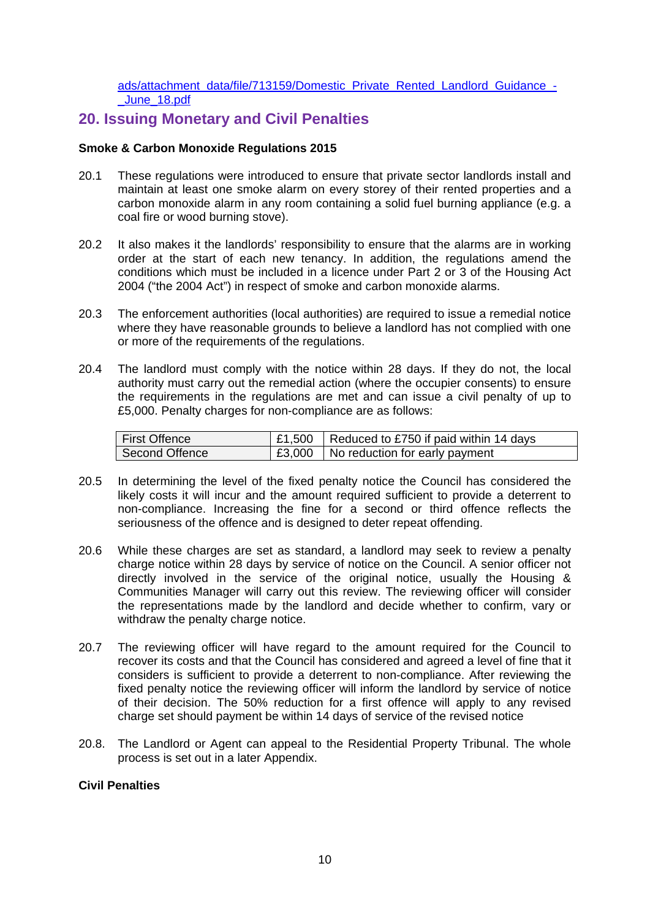ads/attachment_data/file/713159/Domestic_Private_Rented_Landlord_Guidance_-_June_18.pdf

## 20. Issuing Monetary and Civil Penalties

**Smoke & Carbon Monoxide Regulations 2015**

20.1 These regulations were introduced to ensure that private sector landlords install and maintain at least one smoke alarm on every storey of their rented properties and a carbon monoxide alarm in any room containing a solid fuel burning appliance (e.g. a coal fire or wood burning stove).

20.2 It also makes it the landlords' responsibility to ensure that the alarms are in working order at the start of each new tenancy. In addition, the regulations amend the conditions which must be included in a licence under Part 2 or 3 of the Housing Act 2004 ("the 2004 Act") in respect of smoke and carbon monoxide alarms.

20.3 The enforcement authorities (local authorities) are required to issue a remedial notice where they have reasonable grounds to believe a landlord has not complied with one or more of the requirements of the regulations.

20.4 The landlord must comply with the notice within 28 days. If they do not, the local authority must carry out the remedial action (where the occupier consents) to ensure the requirements in the regulations are met and can issue a civil penalty of up to £5,000. Penalty charges for non-compliance are as follows:

| First Offence | £1,500 | Reduced to £750 if paid within 14 days |
|---|---|---|
| Second Offence | £3,000 | No reduction for early payment |

20.5 In determining the level of the fixed penalty notice the Council has considered the likely costs it will incur and the amount required sufficient to provide a deterrent to non-compliance. Increasing the fine for a second or third offence reflects the seriousness of the offence and is designed to deter repeat offending.

20.6 While these charges are set as standard, a landlord may seek to review a penalty charge notice within 28 days by service of notice on the Council. A senior officer not directly involved in the service of the original notice, usually the Housing & Communities Manager will carry out this review. The reviewing officer will consider the representations made by the landlord and decide whether to confirm, vary or withdraw the penalty charge notice.

20.7 The reviewing officer will have regard to the amount required for the Council to recover its costs and that the Council has considered and agreed a level of fine that it considers is sufficient to provide a deterrent to non-compliance. After reviewing the fixed penalty notice the reviewing officer will inform the landlord by service of notice of their decision. The 50% reduction for a first offence will apply to any revised charge set should payment be within 14 days of service of the revised notice

20.8. The Landlord or Agent can appeal to the Residential Property Tribunal. The whole process is set out in a later Appendix.

**Civil Penalties**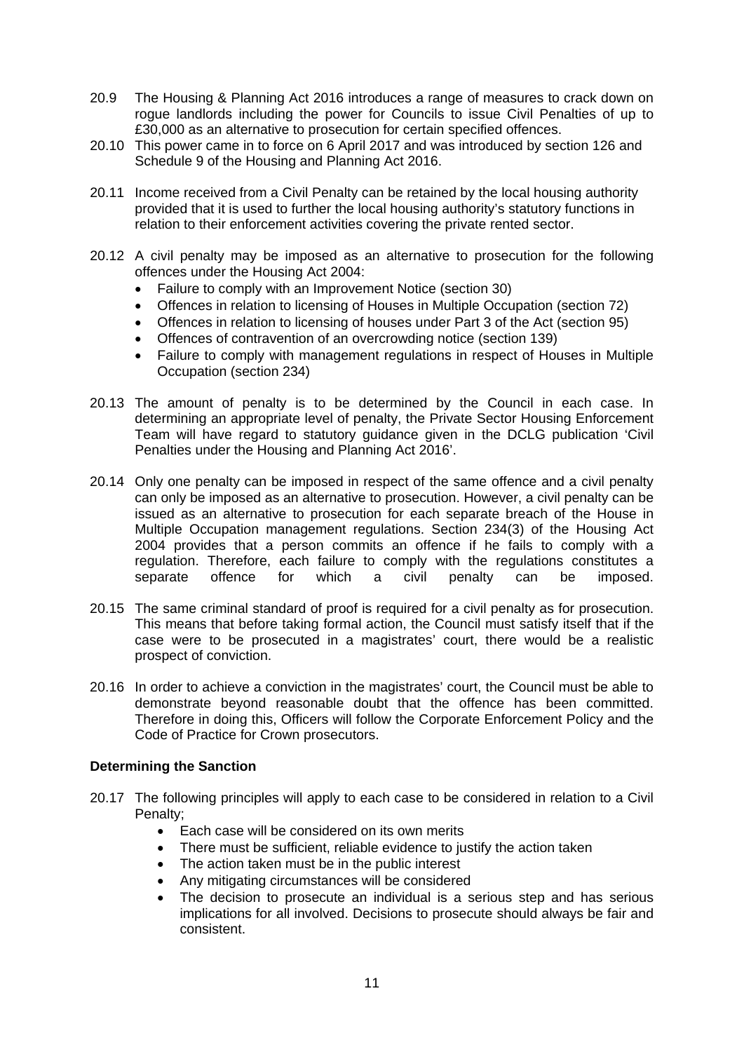20.9 The Housing & Planning Act 2016 introduces a range of measures to crack down on rogue landlords including the power for Councils to issue Civil Penalties of up to £30,000 as an alternative to prosecution for certain specified offences.

20.10 This power came in to force on 6 April 2017 and was introduced by section 126 and Schedule 9 of the Housing and Planning Act 2016.

20.11 Income received from a Civil Penalty can be retained by the local housing authority provided that it is used to further the local housing authority's statutory functions in relation to their enforcement activities covering the private rented sector.

20.12 A civil penalty may be imposed as an alternative to prosecution for the following offences under the Housing Act 2004:

- Failure to comply with an Improvement Notice (section 30)
- Offences in relation to licensing of Houses in Multiple Occupation (section 72)
- Offences in relation to licensing of houses under Part 3 of the Act (section 95)
- Offences of contravention of an overcrowding notice (section 139)
- Failure to comply with management regulations in respect of Houses in Multiple Occupation (section 234)

20.13 The amount of penalty is to be determined by the Council in each case. In determining an appropriate level of penalty, the Private Sector Housing Enforcement Team will have regard to statutory guidance given in the DCLG publication 'Civil Penalties under the Housing and Planning Act 2016'.

20.14 Only one penalty can be imposed in respect of the same offence and a civil penalty can only be imposed as an alternative to prosecution. However, a civil penalty can be issued as an alternative to prosecution for each separate breach of the House in Multiple Occupation management regulations. Section 234(3) of the Housing Act 2004 provides that a person commits an offence if he fails to comply with a regulation. Therefore, each failure to comply with the regulations constitutes a separate offence for which a civil penalty can be imposed.

20.15 The same criminal standard of proof is required for a civil penalty as for prosecution. This means that before taking formal action, the Council must satisfy itself that if the case were to be prosecuted in a magistrates' court, there would be a realistic prospect of conviction.

20.16 In order to achieve a conviction in the magistrates' court, the Council must be able to demonstrate beyond reasonable doubt that the offence has been committed. Therefore in doing this, Officers will follow the Corporate Enforcement Policy and the Code of Practice for Crown prosecutors.

**Determining the Sanction**

20.17 The following principles will apply to each case to be considered in relation to a Civil Penalty;

- Each case will be considered on its own merits
- There must be sufficient, reliable evidence to justify the action taken
- The action taken must be in the public interest
- Any mitigating circumstances will be considered
- The decision to prosecute an individual is a serious step and has serious implications for all involved. Decisions to prosecute should always be fair and consistent.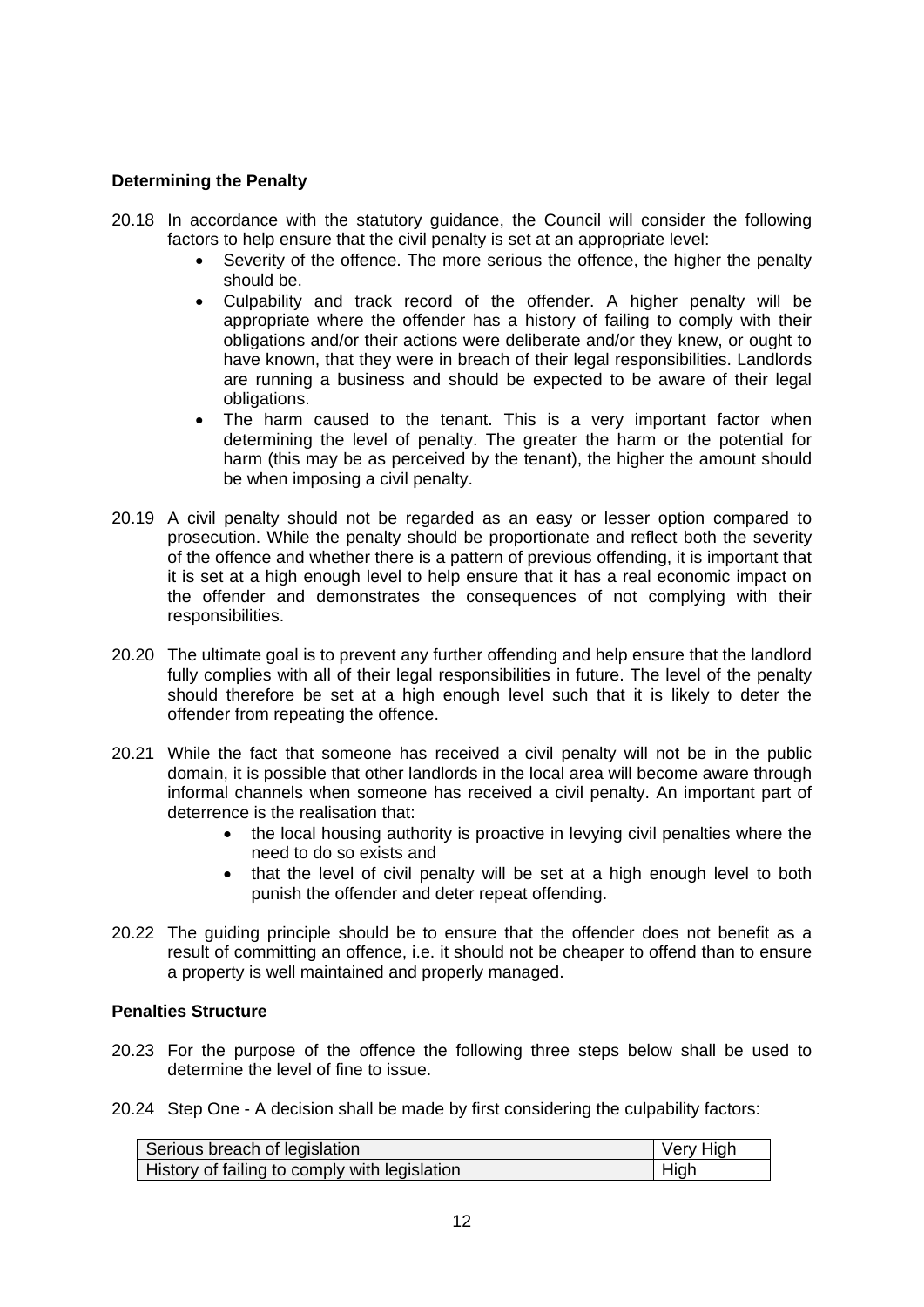**Determining the Penalty**

20.18 In accordance with the statutory guidance, the Council will consider the following factors to help ensure that the civil penalty is set at an appropriate level:

- Severity of the offence. The more serious the offence, the higher the penalty should be.
- Culpability and track record of the offender. A higher penalty will be appropriate where the offender has a history of failing to comply with their obligations and/or their actions were deliberate and/or they knew, or ought to have known, that they were in breach of their legal responsibilities. Landlords are running a business and should be expected to be aware of their legal obligations.
- The harm caused to the tenant. This is a very important factor when determining the level of penalty. The greater the harm or the potential for harm (this may be as perceived by the tenant), the higher the amount should be when imposing a civil penalty.

20.19 A civil penalty should not be regarded as an easy or lesser option compared to prosecution. While the penalty should be proportionate and reflect both the severity of the offence and whether there is a pattern of previous offending, it is important that it is set at a high enough level to help ensure that it has a real economic impact on the offender and demonstrates the consequences of not complying with their responsibilities.

20.20 The ultimate goal is to prevent any further offending and help ensure that the landlord fully complies with all of their legal responsibilities in future. The level of the penalty should therefore be set at a high enough level such that it is likely to deter the offender from repeating the offence.

20.21 While the fact that someone has received a civil penalty will not be in the public domain, it is possible that other landlords in the local area will become aware through informal channels when someone has received a civil penalty. An important part of deterrence is the realisation that:

- the local housing authority is proactive in levying civil penalties where the need to do so exists and
- that the level of civil penalty will be set at a high enough level to both punish the offender and deter repeat offending.

20.22 The guiding principle should be to ensure that the offender does not benefit as a result of committing an offence, i.e. it should not be cheaper to offend than to ensure a property is well maintained and properly managed.

**Penalties Structure**

20.23 For the purpose of the offence the following three steps below shall be used to determine the level of fine to issue.

20.24 Step One - A decision shall be made by first considering the culpability factors:

| | |
|---|---|
| Serious breach of legislation | Very High |
| History of failing to comply with legislation | High |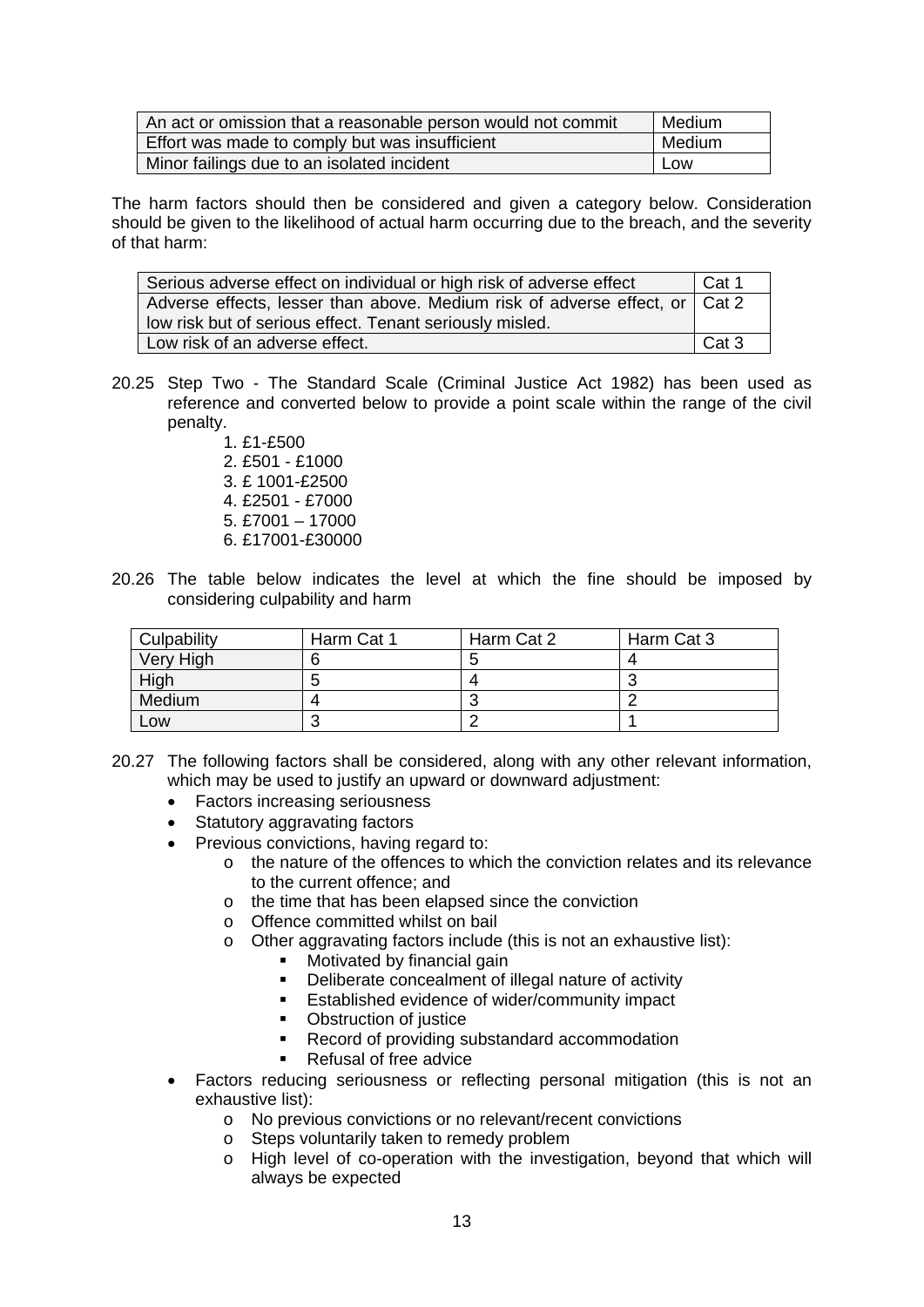| An act or omission that a reasonable person would not commit | Medium |
| --- | --- |
| Effort was made to comply but was insufficient | Medium |
| Minor failings due to an isolated incident | Low |

The harm factors should then be considered and given a category below. Consideration should be given to the likelihood of actual harm occurring due to the breach, and the severity of that harm:

| Serious adverse effect on individual or high risk of adverse effect | Cat 1 |
| --- | --- |
| Adverse effects, lesser than above. Medium risk of adverse effect, or low risk but of serious effect. Tenant seriously misled. | Cat 2 |
| Low risk of an adverse effect. | Cat 3 |

20.25 Step Two - The Standard Scale (Criminal Justice Act 1982) has been used as reference and converted below to provide a point scale within the range of the civil penalty.

1. £1-£500
2. £501 - £1000
3. £ 1001-£2500
4. £2501 - £7000
5. £7001 – 17000
6. £17001-£30000

20.26 The table below indicates the level at which the fine should be imposed by considering culpability and harm

| Culpability | Harm Cat 1 | Harm Cat 2 | Harm Cat 3 |
| --- | --- | --- | --- |
| Very High | 6 | 5 | 4 |
| High | 5 | 4 | 3 |
| Medium | 4 | 3 | 2 |
| Low | 3 | 2 | 1 |

20.27 The following factors shall be considered, along with any other relevant information, which may be used to justify an upward or downward adjustment:

- Factors increasing seriousness
- Statutory aggravating factors
- Previous convictions, having regard to:
  - the nature of the offences to which the conviction relates and its relevance to the current offence; and
  - the time that has been elapsed since the conviction
  - Offence committed whilst on bail
  - Other aggravating factors include (this is not an exhaustive list):
    - Motivated by financial gain
    - Deliberate concealment of illegal nature of activity
    - Established evidence of wider/community impact
    - Obstruction of justice
    - Record of providing substandard accommodation
    - Refusal of free advice
- Factors reducing seriousness or reflecting personal mitigation (this is not an exhaustive list):
  - No previous convictions or no relevant/recent convictions
  - Steps voluntarily taken to remedy problem
  - High level of co-operation with the investigation, beyond that which will always be expected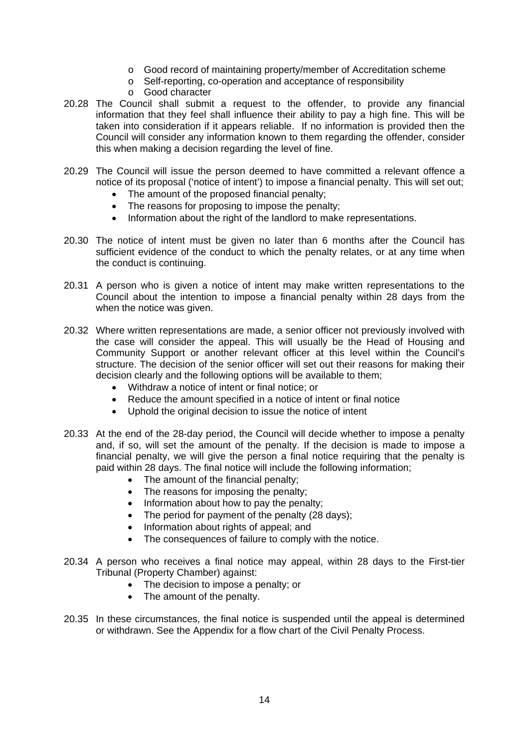- Good record of maintaining property/member of Accreditation scheme
  - Self-reporting, co-operation and acceptance of responsibility
  - Good character

20.28 The Council shall submit a request to the offender, to provide any financial information that they feel shall influence their ability to pay a high fine. This will be taken into consideration if it appears reliable. If no information is provided then the Council will consider any information known to them regarding the offender, consider this when making a decision regarding the level of fine.

20.29 The Council will issue the person deemed to have committed a relevant offence a notice of its proposal ('notice of intent') to impose a financial penalty. This will set out;

- The amount of the proposed financial penalty;
- The reasons for proposing to impose the penalty;
- Information about the right of the landlord to make representations.

20.30 The notice of intent must be given no later than 6 months after the Council has sufficient evidence of the conduct to which the penalty relates, or at any time when the conduct is continuing.

20.31 A person who is given a notice of intent may make written representations to the Council about the intention to impose a financial penalty within 28 days from the when the notice was given.

20.32 Where written representations are made, a senior officer not previously involved with the case will consider the appeal. This will usually be the Head of Housing and Community Support or another relevant officer at this level within the Council's structure. The decision of the senior officer will set out their reasons for making their decision clearly and the following options will be available to them;

- Withdraw a notice of intent or final notice; or
- Reduce the amount specified in a notice of intent or final notice
- Uphold the original decision to issue the notice of intent

20.33 At the end of the 28-day period, the Council will decide whether to impose a penalty and, if so, will set the amount of the penalty. If the decision is made to impose a financial penalty, we will give the person a final notice requiring that the penalty is paid within 28 days. The final notice will include the following information;

- The amount of the financial penalty;
- The reasons for imposing the penalty;
- Information about how to pay the penalty;
- The period for payment of the penalty (28 days);
- Information about rights of appeal; and
- The consequences of failure to comply with the notice.

20.34 A person who receives a final notice may appeal, within 28 days to the First-tier Tribunal (Property Chamber) against:

- The decision to impose a penalty; or
- The amount of the penalty.

20.35 In these circumstances, the final notice is suspended until the appeal is determined or withdrawn. See the Appendix for a flow chart of the Civil Penalty Process.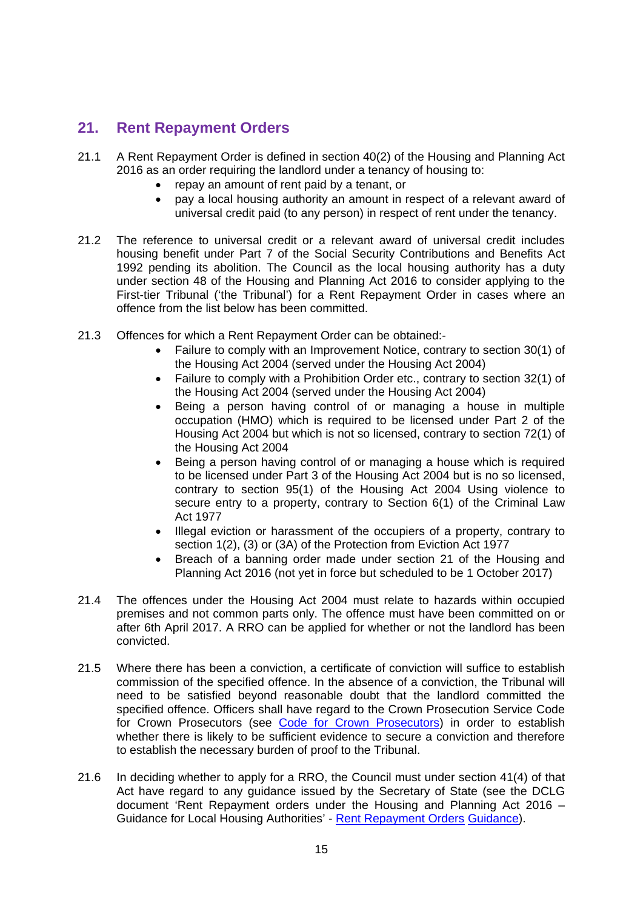## 21. Rent Repayment Orders

21.1 A Rent Repayment Order is defined in section 40(2) of the Housing and Planning Act 2016 as an order requiring the landlord under a tenancy of housing to:

- repay an amount of rent paid by a tenant, or
- pay a local housing authority an amount in respect of a relevant award of universal credit paid (to any person) in respect of rent under the tenancy.

21.2 The reference to universal credit or a relevant award of universal credit includes housing benefit under Part 7 of the Social Security Contributions and Benefits Act 1992 pending its abolition. The Council as the local housing authority has a duty under section 48 of the Housing and Planning Act 2016 to consider applying to the First-tier Tribunal ('the Tribunal') for a Rent Repayment Order in cases where an offence from the list below has been committed.

21.3 Offences for which a Rent Repayment Order can be obtained:-

- Failure to comply with an Improvement Notice, contrary to section 30(1) of the Housing Act 2004 (served under the Housing Act 2004)
- Failure to comply with a Prohibition Order etc., contrary to section 32(1) of the Housing Act 2004 (served under the Housing Act 2004)
- Being a person having control of or managing a house in multiple occupation (HMO) which is required to be licensed under Part 2 of the Housing Act 2004 but which is not so licensed, contrary to section 72(1) of the Housing Act 2004
- Being a person having control of or managing a house which is required to be licensed under Part 3 of the Housing Act 2004 but is no so licensed, contrary to section 95(1) of the Housing Act 2004 Using violence to secure entry to a property, contrary to Section 6(1) of the Criminal Law Act 1977
- Illegal eviction or harassment of the occupiers of a property, contrary to section 1(2), (3) or (3A) of the Protection from Eviction Act 1977
- Breach of a banning order made under section 21 of the Housing and Planning Act 2016 (not yet in force but scheduled to be 1 October 2017)

21.4 The offences under the Housing Act 2004 must relate to hazards within occupied premises and not common parts only. The offence must have been committed on or after 6th April 2017. A RRO can be applied for whether or not the landlord has been convicted.

21.5 Where there has been a conviction, a certificate of conviction will suffice to establish commission of the specified offence. In the absence of a conviction, the Tribunal will need to be satisfied beyond reasonable doubt that the landlord committed the specified offence. Officers shall have regard to the Crown Prosecution Service Code for Crown Prosecutors (see Code for Crown Prosecutors) in order to establish whether there is likely to be sufficient evidence to secure a conviction and therefore to establish the necessary burden of proof to the Tribunal.

21.6 In deciding whether to apply for a RRO, the Council must under section 41(4) of that Act have regard to any guidance issued by the Secretary of State (see the DCLG document 'Rent Repayment orders under the Housing and Planning Act 2016 – Guidance for Local Housing Authorities' - Rent Repayment Orders Guidance).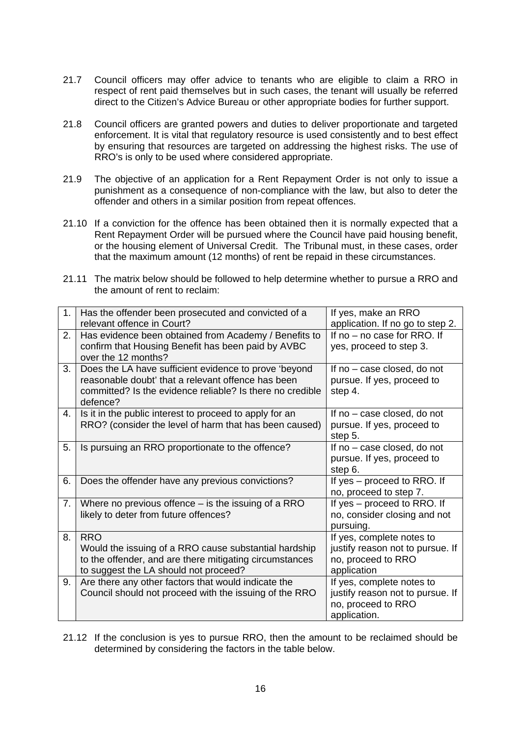21.7 Council officers may offer advice to tenants who are eligible to claim a RRO in respect of rent paid themselves but in such cases, the tenant will usually be referred direct to the Citizen's Advice Bureau or other appropriate bodies for further support.

21.8 Council officers are granted powers and duties to deliver proportionate and targeted enforcement. It is vital that regulatory resource is used consistently and to best effect by ensuring that resources are targeted on addressing the highest risks. The use of RRO's is only to be used where considered appropriate.

21.9 The objective of an application for a Rent Repayment Order is not only to issue a punishment as a consequence of non-compliance with the law, but also to deter the offender and others in a similar position from repeat offences.

21.10 If a conviction for the offence has been obtained then it is normally expected that a Rent Repayment Order will be pursued where the Council have paid housing benefit, or the housing element of Universal Credit. The Tribunal must, in these cases, order that the maximum amount (12 months) of rent be repaid in these circumstances.

21.11 The matrix below should be followed to help determine whether to pursue a RRO and the amount of rent to reclaim:

| | | |
|---|---|---|
| 1. | Has the offender been prosecuted and convicted of a relevant offence in Court? | If yes, make an RRO application. If no go to step 2. |
| 2. | Has evidence been obtained from Academy / Benefits to confirm that Housing Benefit has been paid by AVBC over the 12 months? | If no – no case for RRO. If yes, proceed to step 3. |
| 3. | Does the LA have sufficient evidence to prove 'beyond reasonable doubt' that a relevant offence has been committed? Is the evidence reliable? Is there no credible defence? | If no – case closed, do not pursue. If yes, proceed to step 4. |
| 4. | Is it in the public interest to proceed to apply for an RRO? (consider the level of harm that has been caused) | If no – case closed, do not pursue. If yes, proceed to step 5. |
| 5. | Is pursuing an RRO proportionate to the offence? | If no – case closed, do not pursue. If yes, proceed to step 6. |
| 6. | Does the offender have any previous convictions? | If yes – proceed to RRO. If no, proceed to step 7. |
| 7. | Where no previous offence – is the issuing of a RRO likely to deter from future offences? | If yes – proceed to RRO. If no, consider closing and not pursuing. |
| 8. | RRO<br>Would the issuing of a RRO cause substantial hardship to the offender, and are there mitigating circumstances to suggest the LA should not proceed? | If yes, complete notes to justify reason not to pursue. If no, proceed to RRO application |
| 9. | Are there any other factors that would indicate the Council should not proceed with the issuing of the RRO | If yes, complete notes to justify reason not to pursue. If no, proceed to RRO application. |

21.12 If the conclusion is yes to pursue RRO, then the amount to be reclaimed should be determined by considering the factors in the table below.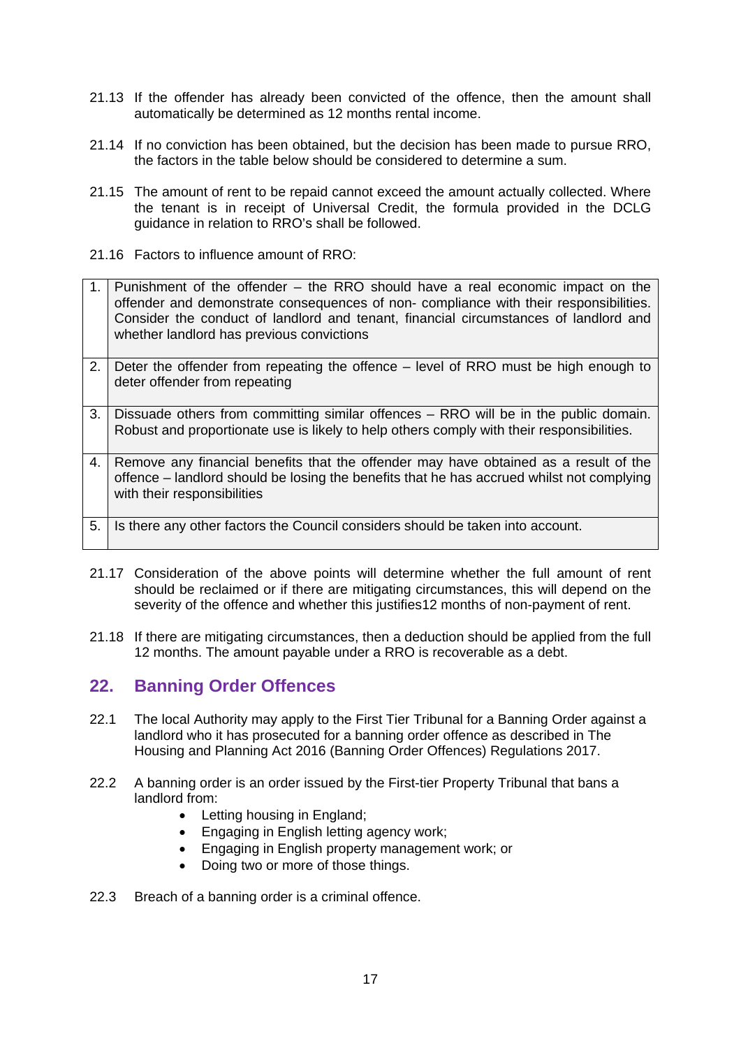21.13 If the offender has already been convicted of the offence, then the amount shall automatically be determined as 12 months rental income.

21.14 If no conviction has been obtained, but the decision has been made to pursue RRO, the factors in the table below should be considered to determine a sum.

21.15 The amount of rent to be repaid cannot exceed the amount actually collected. Where the tenant is in receipt of Universal Credit, the formula provided in the DCLG guidance in relation to RRO's shall be followed.

21.16 Factors to influence amount of RRO:

| | |
|---|---|
| 1. | Punishment of the offender – the RRO should have a real economic impact on the offender and demonstrate consequences of non- compliance with their responsibilities. Consider the conduct of landlord and tenant, financial circumstances of landlord and whether landlord has previous convictions |
| 2. | Deter the offender from repeating the offence – level of RRO must be high enough to deter offender from repeating |
| 3. | Dissuade others from committing similar offences – RRO will be in the public domain. Robust and proportionate use is likely to help others comply with their responsibilities. |
| 4. | Remove any financial benefits that the offender may have obtained as a result of the offence – landlord should be losing the benefits that he has accrued whilst not complying with their responsibilities |
| 5. | Is there any other factors the Council considers should be taken into account. |

21.17 Consideration of the above points will determine whether the full amount of rent should be reclaimed or if there are mitigating circumstances, this will depend on the severity of the offence and whether this justifies12 months of non-payment of rent.

21.18 If there are mitigating circumstances, then a deduction should be applied from the full 12 months. The amount payable under a RRO is recoverable as a debt.

## 22. Banning Order Offences

22.1 The local Authority may apply to the First Tier Tribunal for a Banning Order against a landlord who it has prosecuted for a banning order offence as described in The Housing and Planning Act 2016 (Banning Order Offences) Regulations 2017.

22.2 A banning order is an order issued by the First-tier Property Tribunal that bans a landlord from:

- Letting housing in England;
- Engaging in English letting agency work;
- Engaging in English property management work; or
- Doing two or more of those things.

22.3 Breach of a banning order is a criminal offence.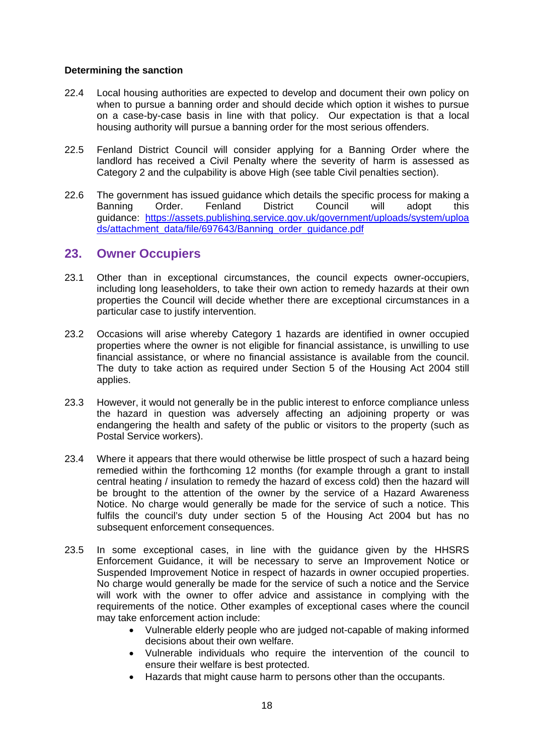**Determining the sanction**

22.4 Local housing authorities are expected to develop and document their own policy on when to pursue a banning order and should decide which option it wishes to pursue on a case-by-case basis in line with that policy. Our expectation is that a local housing authority will pursue a banning order for the most serious offenders.

22.5 Fenland District Council will consider applying for a Banning Order where the landlord has received a Civil Penalty where the severity of harm is assessed as Category 2 and the culpability is above High (see table Civil penalties section).

22.6 The government has issued guidance which details the specific process for making a Banning Order. Fenland District Council will adopt this guidance: [https://assets.publishing.service.gov.uk/government/uploads/system/uploads/attachment_data/file/697643/Banning_order_guidance.pdf](https://assets.publishing.service.gov.uk/government/uploads/system/uploads/attachment_data/file/697643/Banning_order_guidance.pdf)

## 23. Owner Occupiers

23.1 Other than in exceptional circumstances, the council expects owner-occupiers, including long leaseholders, to take their own action to remedy hazards at their own properties the Council will decide whether there are exceptional circumstances in a particular case to justify intervention.

23.2 Occasions will arise whereby Category 1 hazards are identified in owner occupied properties where the owner is not eligible for financial assistance, is unwilling to use financial assistance, or where no financial assistance is available from the council. The duty to take action as required under Section 5 of the Housing Act 2004 still applies.

23.3 However, it would not generally be in the public interest to enforce compliance unless the hazard in question was adversely affecting an adjoining property or was endangering the health and safety of the public or visitors to the property (such as Postal Service workers).

23.4 Where it appears that there would otherwise be little prospect of such a hazard being remedied within the forthcoming 12 months (for example through a grant to install central heating / insulation to remedy the hazard of excess cold) then the hazard will be brought to the attention of the owner by the service of a Hazard Awareness Notice. No charge would generally be made for the service of such a notice. This fulfils the council's duty under section 5 of the Housing Act 2004 but has no subsequent enforcement consequences.

23.5 In some exceptional cases, in line with the guidance given by the HHSRS Enforcement Guidance, it will be necessary to serve an Improvement Notice or Suspended Improvement Notice in respect of hazards in owner occupied properties. No charge would generally be made for the service of such a notice and the Service will work with the owner to offer advice and assistance in complying with the requirements of the notice. Other examples of exceptional cases where the council may take enforcement action include:

- Vulnerable elderly people who are judged not-capable of making informed decisions about their own welfare.
- Vulnerable individuals who require the intervention of the council to ensure their welfare is best protected.
- Hazards that might cause harm to persons other than the occupants.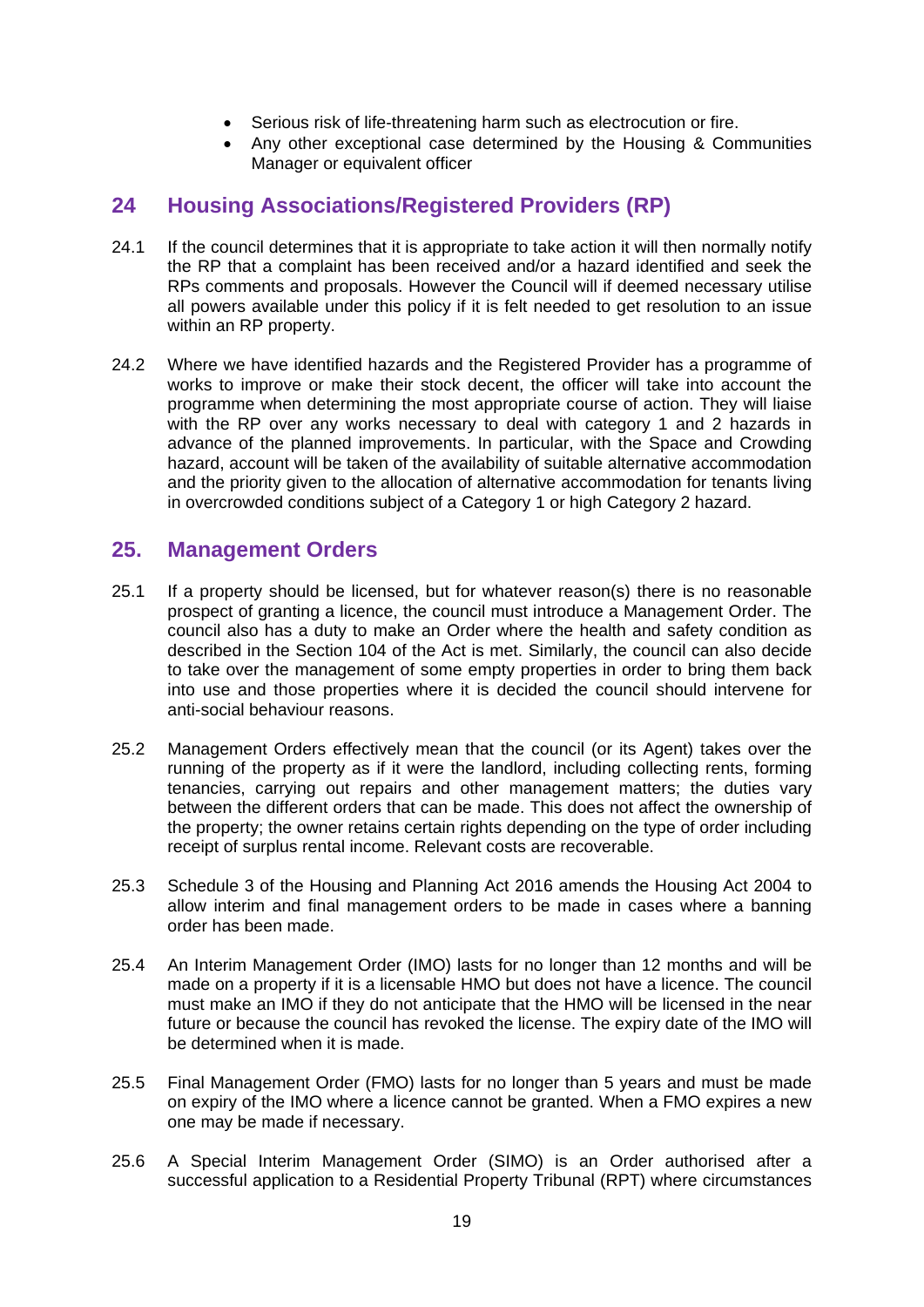- Serious risk of life-threatening harm such as electrocution or fire.
- Any other exceptional case determined by the Housing & Communities Manager or equivalent officer

## 24 Housing Associations/Registered Providers (RP)

24.1 If the council determines that it is appropriate to take action it will then normally notify the RP that a complaint has been received and/or a hazard identified and seek the RPs comments and proposals. However the Council will if deemed necessary utilise all powers available under this policy if it is felt needed to get resolution to an issue within an RP property.

24.2 Where we have identified hazards and the Registered Provider has a programme of works to improve or make their stock decent, the officer will take into account the programme when determining the most appropriate course of action. They will liaise with the RP over any works necessary to deal with category 1 and 2 hazards in advance of the planned improvements. In particular, with the Space and Crowding hazard, account will be taken of the availability of suitable alternative accommodation and the priority given to the allocation of alternative accommodation for tenants living in overcrowded conditions subject of a Category 1 or high Category 2 hazard.

## 25. Management Orders

25.1 If a property should be licensed, but for whatever reason(s) there is no reasonable prospect of granting a licence, the council must introduce a Management Order. The council also has a duty to make an Order where the health and safety condition as described in the Section 104 of the Act is met. Similarly, the council can also decide to take over the management of some empty properties in order to bring them back into use and those properties where it is decided the council should intervene for anti-social behaviour reasons.

25.2 Management Orders effectively mean that the council (or its Agent) takes over the running of the property as if it were the landlord, including collecting rents, forming tenancies, carrying out repairs and other management matters; the duties vary between the different orders that can be made. This does not affect the ownership of the property; the owner retains certain rights depending on the type of order including receipt of surplus rental income. Relevant costs are recoverable.

25.3 Schedule 3 of the Housing and Planning Act 2016 amends the Housing Act 2004 to allow interim and final management orders to be made in cases where a banning order has been made.

25.4 An Interim Management Order (IMO) lasts for no longer than 12 months and will be made on a property if it is a licensable HMO but does not have a licence. The council must make an IMO if they do not anticipate that the HMO will be licensed in the near future or because the council has revoked the license. The expiry date of the IMO will be determined when it is made.

25.5 Final Management Order (FMO) lasts for no longer than 5 years and must be made on expiry of the IMO where a licence cannot be granted. When a FMO expires a new one may be made if necessary.

25.6 A Special Interim Management Order (SIMO) is an Order authorised after a successful application to a Residential Property Tribunal (RPT) where circumstances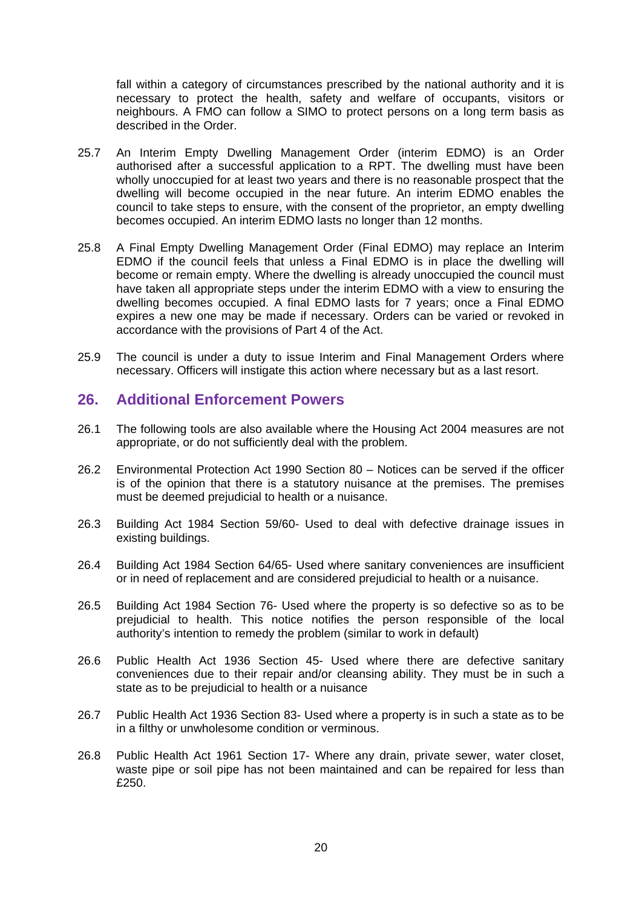fall within a category of circumstances prescribed by the national authority and it is necessary to protect the health, safety and welfare of occupants, visitors or neighbours. A FMO can follow a SIMO to protect persons on a long term basis as described in the Order.

25.7 An Interim Empty Dwelling Management Order (interim EDMO) is an Order authorised after a successful application to a RPT. The dwelling must have been wholly unoccupied for at least two years and there is no reasonable prospect that the dwelling will become occupied in the near future. An interim EDMO enables the council to take steps to ensure, with the consent of the proprietor, an empty dwelling becomes occupied. An interim EDMO lasts no longer than 12 months.

25.8 A Final Empty Dwelling Management Order (Final EDMO) may replace an Interim EDMO if the council feels that unless a Final EDMO is in place the dwelling will become or remain empty. Where the dwelling is already unoccupied the council must have taken all appropriate steps under the interim EDMO with a view to ensuring the dwelling becomes occupied. A final EDMO lasts for 7 years; once a Final EDMO expires a new one may be made if necessary. Orders can be varied or revoked in accordance with the provisions of Part 4 of the Act.

25.9 The council is under a duty to issue Interim and Final Management Orders where necessary. Officers will instigate this action where necessary but as a last resort.

## 26. Additional Enforcement Powers

26.1 The following tools are also available where the Housing Act 2004 measures are not appropriate, or do not sufficiently deal with the problem.

26.2 Environmental Protection Act 1990 Section 80 – Notices can be served if the officer is of the opinion that there is a statutory nuisance at the premises. The premises must be deemed prejudicial to health or a nuisance.

26.3 Building Act 1984 Section 59/60- Used to deal with defective drainage issues in existing buildings.

26.4 Building Act 1984 Section 64/65- Used where sanitary conveniences are insufficient or in need of replacement and are considered prejudicial to health or a nuisance.

26.5 Building Act 1984 Section 76- Used where the property is so defective so as to be prejudicial to health. This notice notifies the person responsible of the local authority's intention to remedy the problem (similar to work in default)

26.6 Public Health Act 1936 Section 45- Used where there are defective sanitary conveniences due to their repair and/or cleansing ability. They must be in such a state as to be prejudicial to health or a nuisance

26.7 Public Health Act 1936 Section 83- Used where a property is in such a state as to be in a filthy or unwholesome condition or verminous.

26.8 Public Health Act 1961 Section 17- Where any drain, private sewer, water closet, waste pipe or soil pipe has not been maintained and can be repaired for less than £250.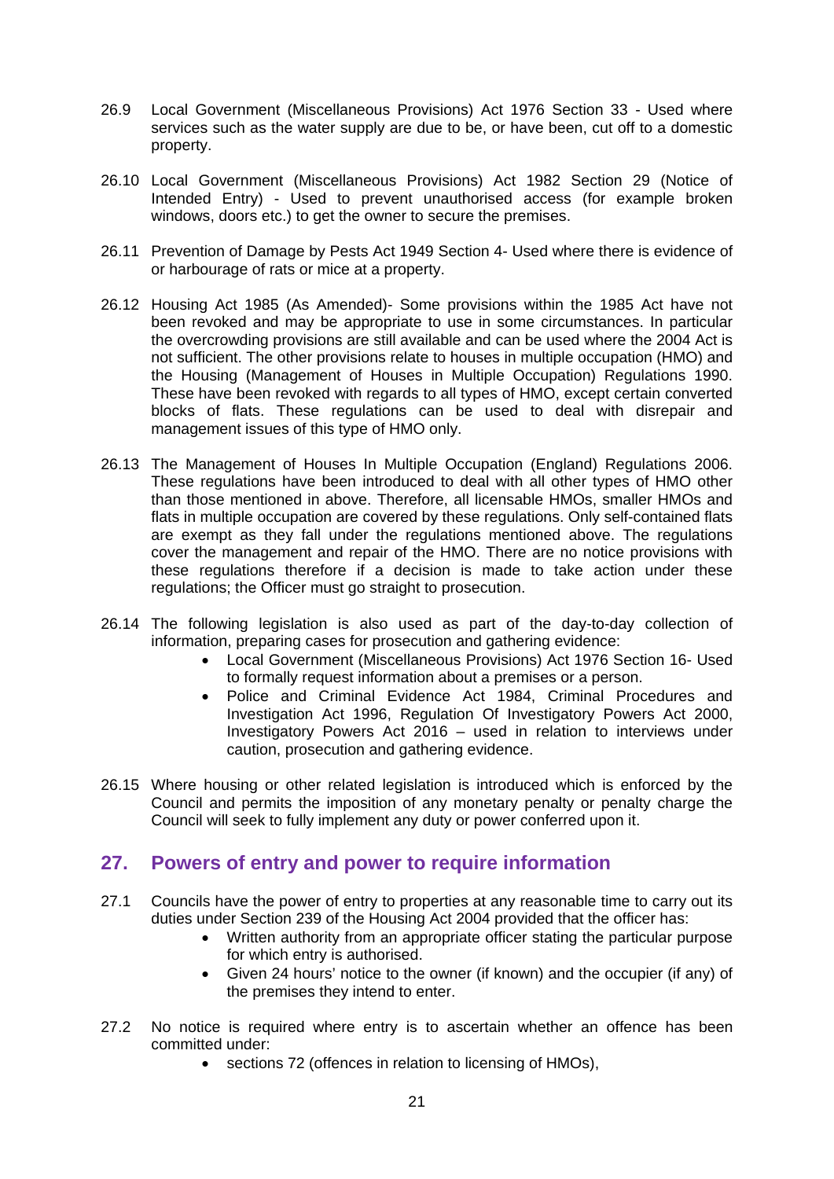26.9 Local Government (Miscellaneous Provisions) Act 1976 Section 33 - Used where services such as the water supply are due to be, or have been, cut off to a domestic property.

26.10 Local Government (Miscellaneous Provisions) Act 1982 Section 29 (Notice of Intended Entry) - Used to prevent unauthorised access (for example broken windows, doors etc.) to get the owner to secure the premises.

26.11 Prevention of Damage by Pests Act 1949 Section 4- Used where there is evidence of or harbourage of rats or mice at a property.

26.12 Housing Act 1985 (As Amended)- Some provisions within the 1985 Act have not been revoked and may be appropriate to use in some circumstances. In particular the overcrowding provisions are still available and can be used where the 2004 Act is not sufficient. The other provisions relate to houses in multiple occupation (HMO) and the Housing (Management of Houses in Multiple Occupation) Regulations 1990. These have been revoked with regards to all types of HMO, except certain converted blocks of flats. These regulations can be used to deal with disrepair and management issues of this type of HMO only.

26.13 The Management of Houses In Multiple Occupation (England) Regulations 2006. These regulations have been introduced to deal with all other types of HMO other than those mentioned in above. Therefore, all licensable HMOs, smaller HMOs and flats in multiple occupation are covered by these regulations. Only self-contained flats are exempt as they fall under the regulations mentioned above. The regulations cover the management and repair of the HMO. There are no notice provisions with these regulations therefore if a decision is made to take action under these regulations; the Officer must go straight to prosecution.

26.14 The following legislation is also used as part of the day-to-day collection of information, preparing cases for prosecution and gathering evidence:

- Local Government (Miscellaneous Provisions) Act 1976 Section 16- Used to formally request information about a premises or a person.
- Police and Criminal Evidence Act 1984, Criminal Procedures and Investigation Act 1996, Regulation Of Investigatory Powers Act 2000, Investigatory Powers Act 2016 – used in relation to interviews under caution, prosecution and gathering evidence.

26.15 Where housing or other related legislation is introduced which is enforced by the Council and permits the imposition of any monetary penalty or penalty charge the Council will seek to fully implement any duty or power conferred upon it.

## 27. Powers of entry and power to require information

27.1 Councils have the power of entry to properties at any reasonable time to carry out its duties under Section 239 of the Housing Act 2004 provided that the officer has:

- Written authority from an appropriate officer stating the particular purpose for which entry is authorised.
- Given 24 hours' notice to the owner (if known) and the occupier (if any) of the premises they intend to enter.

27.2 No notice is required where entry is to ascertain whether an offence has been committed under:

- sections 72 (offences in relation to licensing of HMOs),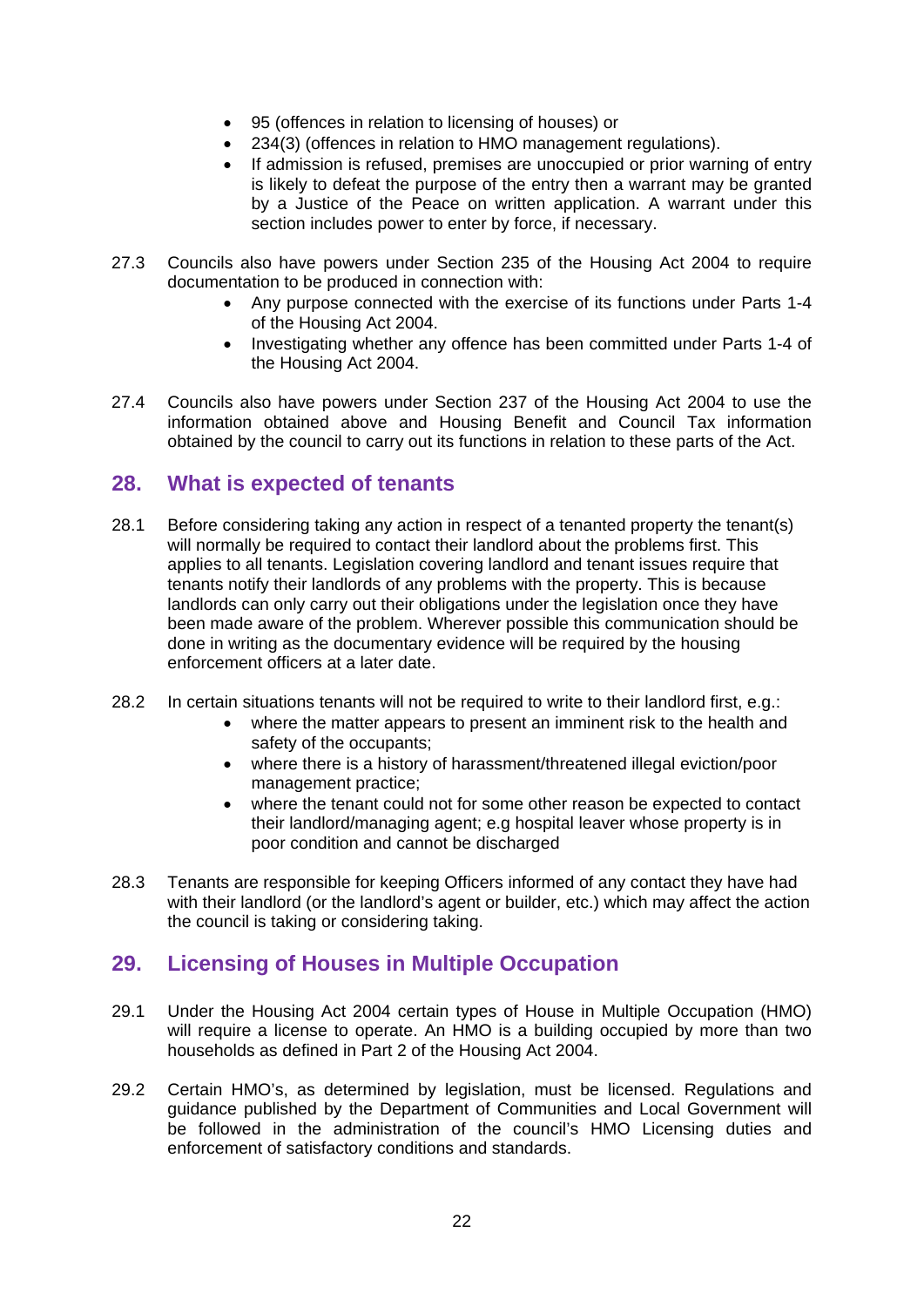- 95 (offences in relation to licensing of houses) or
- 234(3) (offences in relation to HMO management regulations).
- If admission is refused, premises are unoccupied or prior warning of entry is likely to defeat the purpose of the entry then a warrant may be granted by a Justice of the Peace on written application. A warrant under this section includes power to enter by force, if necessary.

27.3 Councils also have powers under Section 235 of the Housing Act 2004 to require documentation to be produced in connection with:

- Any purpose connected with the exercise of its functions under Parts 1-4 of the Housing Act 2004.
- Investigating whether any offence has been committed under Parts 1-4 of the Housing Act 2004.

27.4 Councils also have powers under Section 237 of the Housing Act 2004 to use the information obtained above and Housing Benefit and Council Tax information obtained by the council to carry out its functions in relation to these parts of the Act.

## 28. What is expected of tenants

28.1 Before considering taking any action in respect of a tenanted property the tenant(s) will normally be required to contact their landlord about the problems first. This applies to all tenants. Legislation covering landlord and tenant issues require that tenants notify their landlords of any problems with the property. This is because landlords can only carry out their obligations under the legislation once they have been made aware of the problem. Wherever possible this communication should be done in writing as the documentary evidence will be required by the housing enforcement officers at a later date.

28.2 In certain situations tenants will not be required to write to their landlord first, e.g.:

- where the matter appears to present an imminent risk to the health and safety of the occupants;
- where there is a history of harassment/threatened illegal eviction/poor management practice;
- where the tenant could not for some other reason be expected to contact their landlord/managing agent; e.g hospital leaver whose property is in poor condition and cannot be discharged

28.3 Tenants are responsible for keeping Officers informed of any contact they have had with their landlord (or the landlord's agent or builder, etc.) which may affect the action the council is taking or considering taking.

## 29. Licensing of Houses in Multiple Occupation

29.1 Under the Housing Act 2004 certain types of House in Multiple Occupation (HMO) will require a license to operate. An HMO is a building occupied by more than two households as defined in Part 2 of the Housing Act 2004.

29.2 Certain HMO's, as determined by legislation, must be licensed. Regulations and guidance published by the Department of Communities and Local Government will be followed in the administration of the council's HMO Licensing duties and enforcement of satisfactory conditions and standards.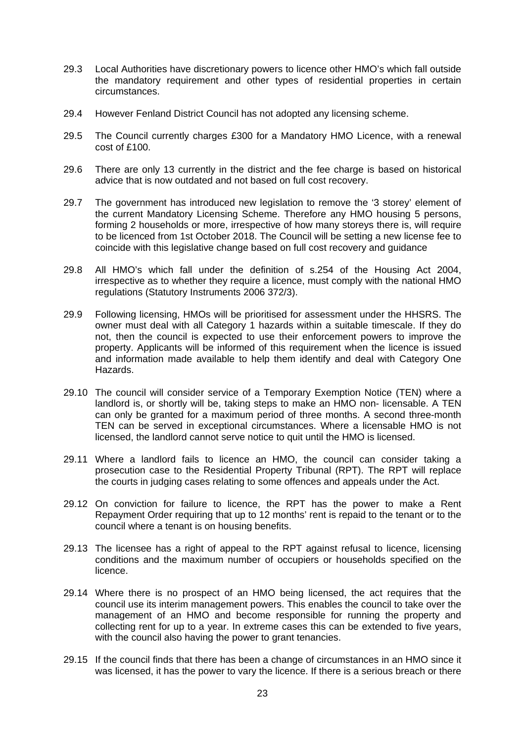29.3 Local Authorities have discretionary powers to licence other HMO's which fall outside the mandatory requirement and other types of residential properties in certain circumstances.

29.4 However Fenland District Council has not adopted any licensing scheme.

29.5 The Council currently charges £300 for a Mandatory HMO Licence, with a renewal cost of £100.

29.6 There are only 13 currently in the district and the fee charge is based on historical advice that is now outdated and not based on full cost recovery.

29.7 The government has introduced new legislation to remove the '3 storey' element of the current Mandatory Licensing Scheme. Therefore any HMO housing 5 persons, forming 2 households or more, irrespective of how many storeys there is, will require to be licenced from 1st October 2018. The Council will be setting a new license fee to coincide with this legislative change based on full cost recovery and guidance

29.8 All HMO's which fall under the definition of s.254 of the Housing Act 2004, irrespective as to whether they require a licence, must comply with the national HMO regulations (Statutory Instruments 2006 372/3).

29.9 Following licensing, HMOs will be prioritised for assessment under the HHSRS. The owner must deal with all Category 1 hazards within a suitable timescale. If they do not, then the council is expected to use their enforcement powers to improve the property. Applicants will be informed of this requirement when the licence is issued and information made available to help them identify and deal with Category One Hazards.

29.10 The council will consider service of a Temporary Exemption Notice (TEN) where a landlord is, or shortly will be, taking steps to make an HMO non- licensable. A TEN can only be granted for a maximum period of three months. A second three-month TEN can be served in exceptional circumstances. Where a licensable HMO is not licensed, the landlord cannot serve notice to quit until the HMO is licensed.

29.11 Where a landlord fails to licence an HMO, the council can consider taking a prosecution case to the Residential Property Tribunal (RPT). The RPT will replace the courts in judging cases relating to some offences and appeals under the Act.

29.12 On conviction for failure to licence, the RPT has the power to make a Rent Repayment Order requiring that up to 12 months' rent is repaid to the tenant or to the council where a tenant is on housing benefits.

29.13 The licensee has a right of appeal to the RPT against refusal to licence, licensing conditions and the maximum number of occupiers or households specified on the licence.

29.14 Where there is no prospect of an HMO being licensed, the act requires that the council use its interim management powers. This enables the council to take over the management of an HMO and become responsible for running the property and collecting rent for up to a year. In extreme cases this can be extended to five years, with the council also having the power to grant tenancies.

29.15 If the council finds that there has been a change of circumstances in an HMO since it was licensed, it has the power to vary the licence. If there is a serious breach or there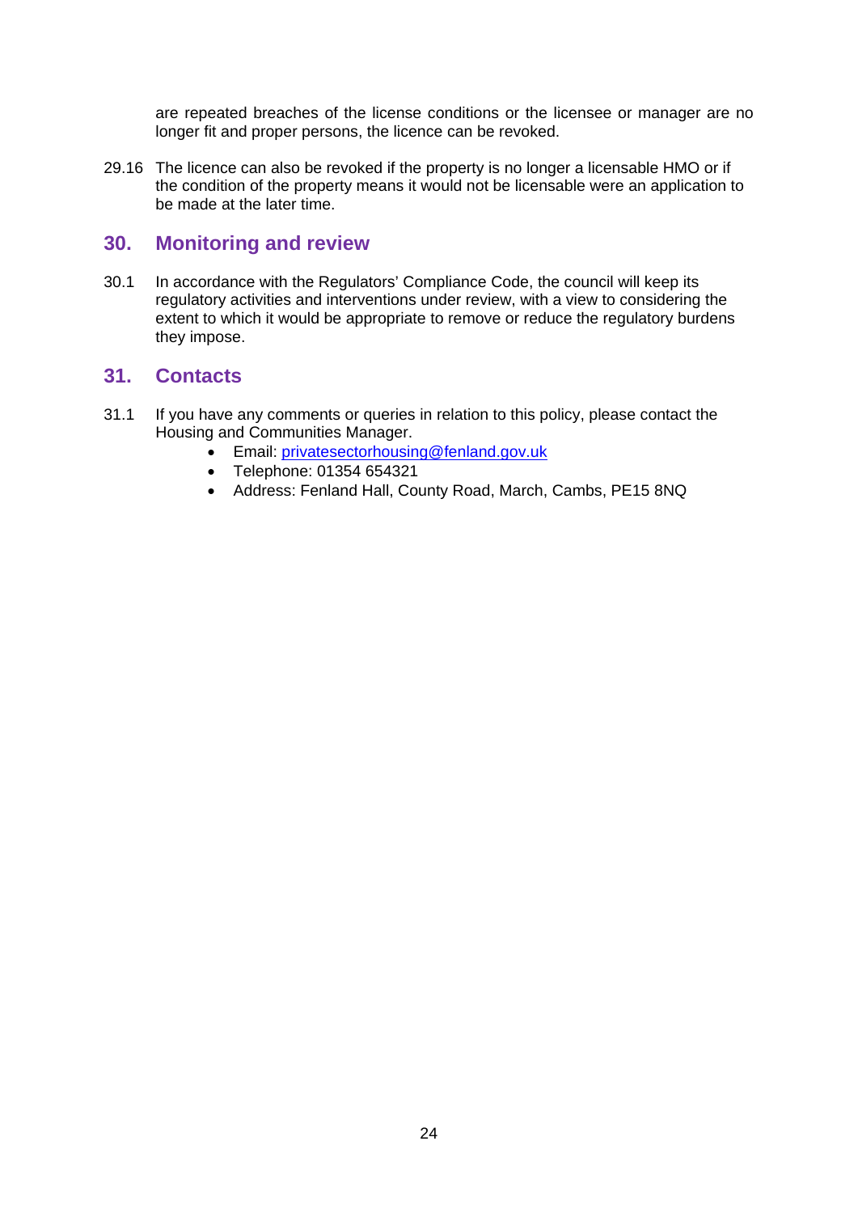are repeated breaches of the license conditions or the licensee or manager are no longer fit and proper persons, the licence can be revoked.

29.16 The licence can also be revoked if the property is no longer a licensable HMO or if the condition of the property means it would not be licensable were an application to be made at the later time.

## 30. Monitoring and review

30.1 In accordance with the Regulators' Compliance Code, the council will keep its regulatory activities and interventions under review, with a view to considering the extent to which it would be appropriate to remove or reduce the regulatory burdens they impose.

## 31. Contacts

31.1 If you have any comments or queries in relation to this policy, please contact the Housing and Communities Manager.

- Email: privatesectorhousing@fenland.gov.uk
- Telephone: 01354 654321
- Address: Fenland Hall, County Road, March, Cambs, PE15 8NQ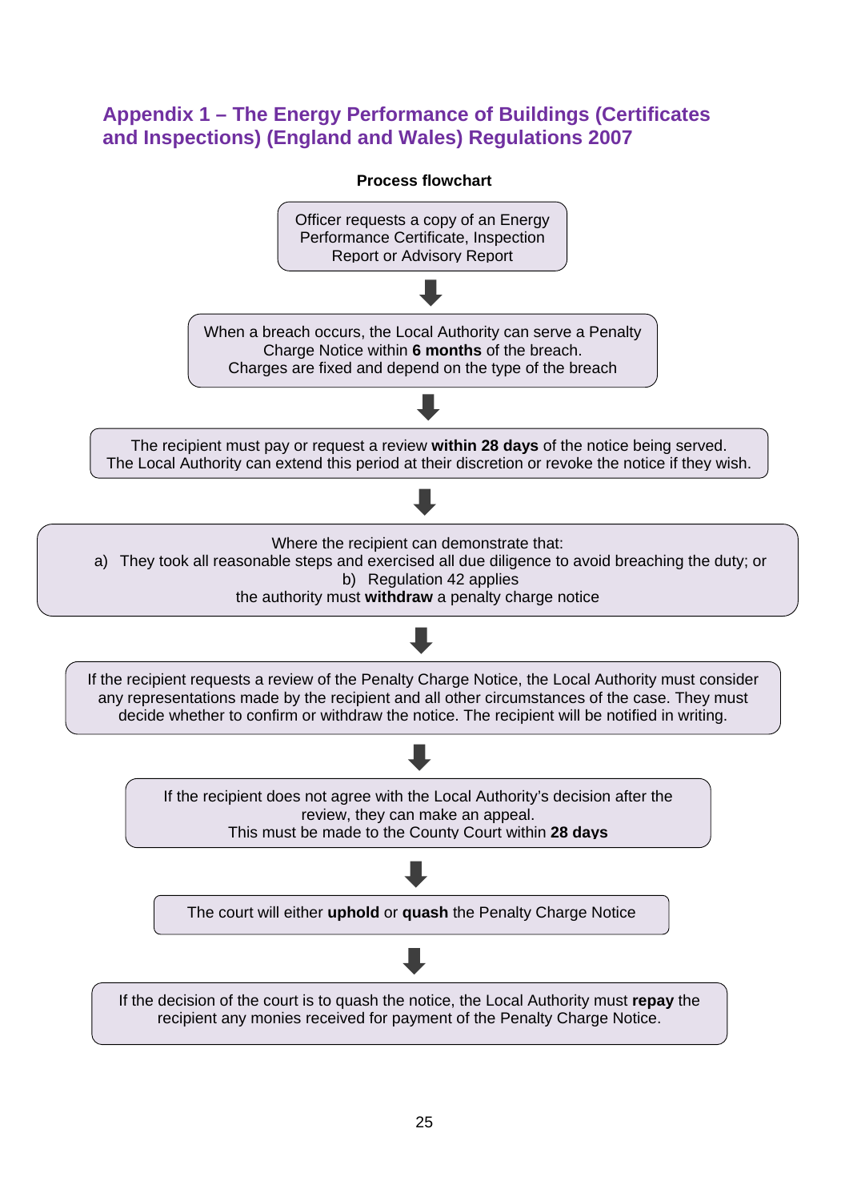## Appendix 1 – The Energy Performance of Buildings (Certificates and Inspections) (England and Wales) Regulations 2007

**Process flowchart**

Officer requests a copy of an Energy Performance Certificate, Inspection Report or Advisory Report

⬇

When a breach occurs, the Local Authority can serve a Penalty Charge Notice within **6 months** of the breach.
Charges are fixed and depend on the type of the breach

⬇

The recipient must pay or request a review **within 28 days** of the notice being served.
The Local Authority can extend this period at their discretion or revoke the notice if they wish.

⬇

Where the recipient can demonstrate that:

a) They took all reasonable steps and exercised all due diligence to avoid breaching the duty; or
b) Regulation 42 applies

the authority must **withdraw** a penalty charge notice

⬇

If the recipient requests a review of the Penalty Charge Notice, the Local Authority must consider any representations made by the recipient and all other circumstances of the case. They must decide whether to confirm or withdraw the notice. The recipient will be notified in writing.

⬇

If the recipient does not agree with the Local Authority's decision after the review, they can make an appeal.
This must be made to the County Court within **28 days**

⬇

The court will either **uphold** or **quash** the Penalty Charge Notice

⬇

If the decision of the court is to quash the notice, the Local Authority must **repay** the recipient any monies received for payment of the Penalty Charge Notice.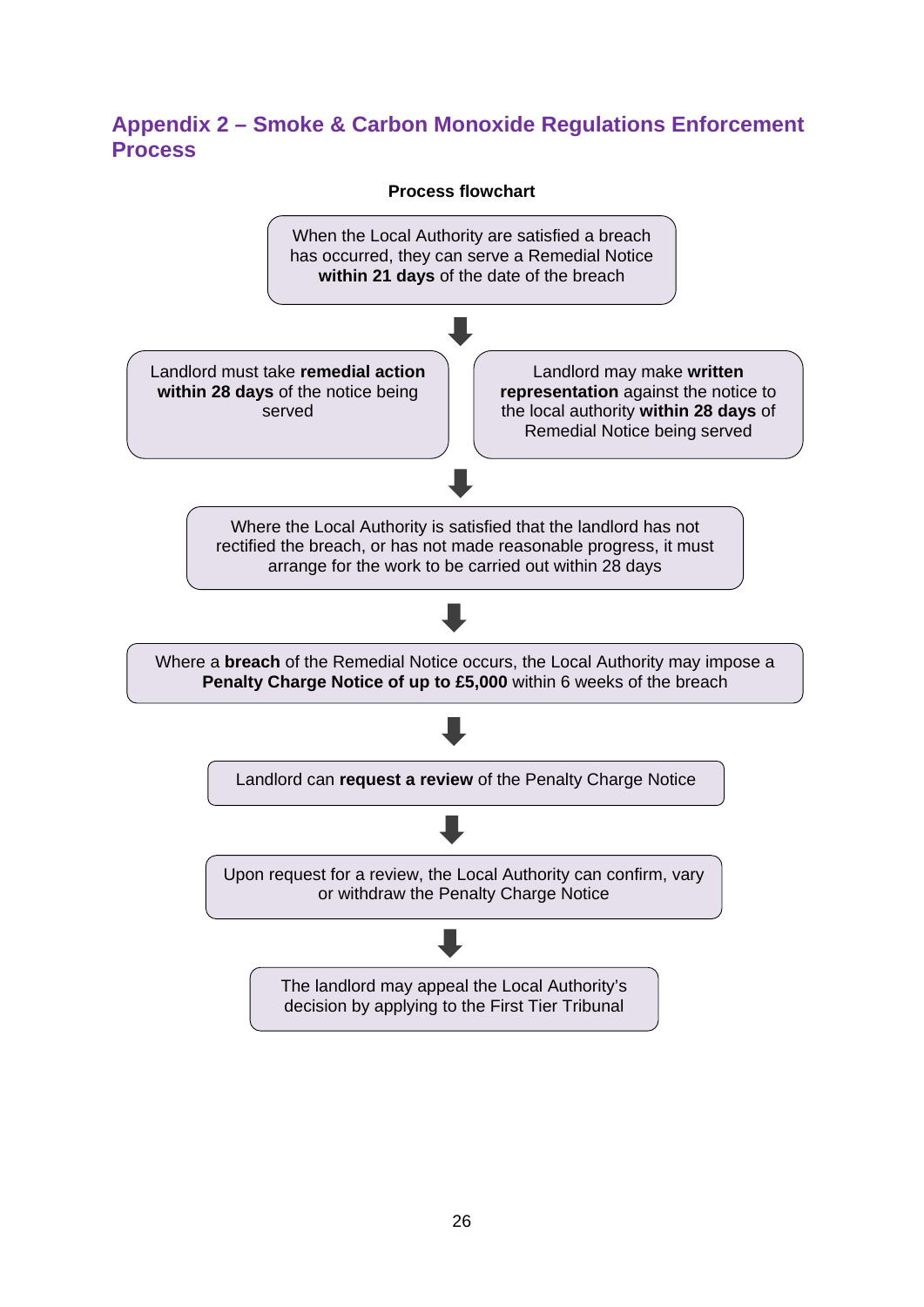## Appendix 2 – Smoke & Carbon Monoxide Regulations Enforcement Process

**Process flowchart**

When the Local Authority are satisfied a breach has occurred, they can serve a Remedial Notice **within 21 days** of the date of the breach

↓

Landlord must take **remedial action within 28 days** of the notice being served

Landlord may make **written representation** against the notice to the local authority **within 28 days** of Remedial Notice being served

↓

Where the Local Authority is satisfied that the landlord has not rectified the breach, or has not made reasonable progress, it must arrange for the work to be carried out within 28 days

↓

Where a **breach** of the Remedial Notice occurs, the Local Authority may impose a **Penalty Charge Notice of up to £5,000** within 6 weeks of the breach

↓

Landlord can **request a review** of the Penalty Charge Notice

↓

Upon request for a review, the Local Authority can confirm, vary or withdraw the Penalty Charge Notice

↓

The landlord may appeal the Local Authority's decision by applying to the First Tier Tribunal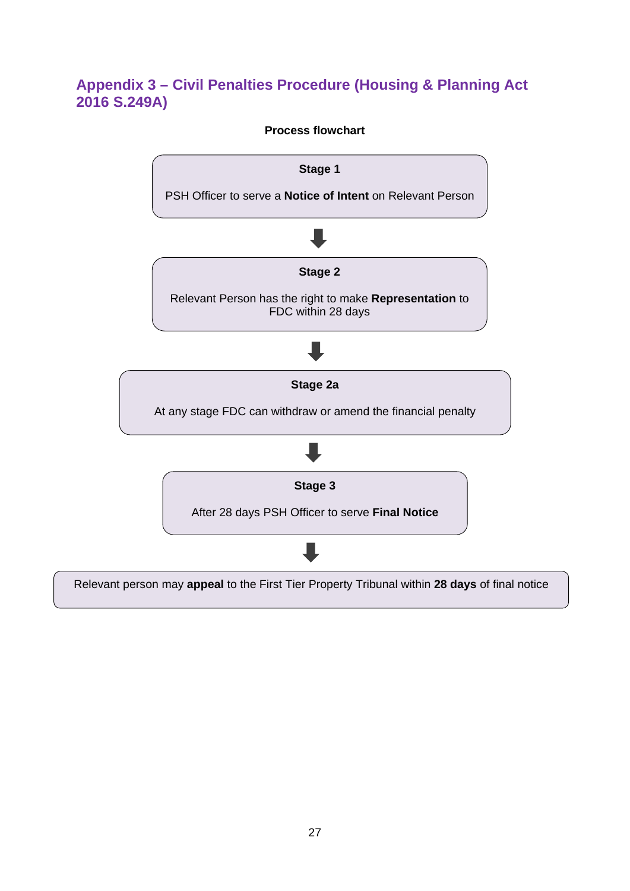## Appendix 3 – Civil Penalties Procedure (Housing & Planning Act 2016 S.249A)

**Process flowchart**

**Stage 1**

PSH Officer to serve a **Notice of Intent** on Relevant Person

⬇

**Stage 2**

Relevant Person has the right to make **Representation** to FDC within 28 days

⬇

**Stage 2a**

At any stage FDC can withdraw or amend the financial penalty

⬇

**Stage 3**

After 28 days PSH Officer to serve **Final Notice**

⬇

Relevant person may **appeal** to the First Tier Property Tribunal within **28 days** of final notice